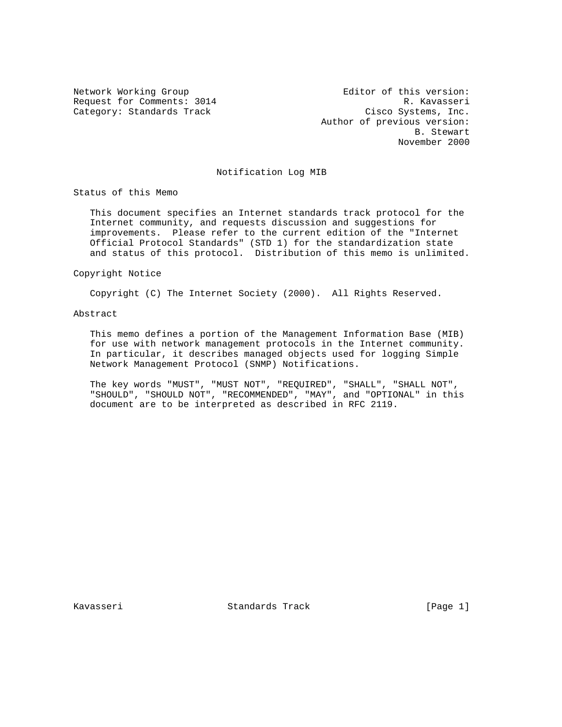Network Working Group
Request for Comments: 3014
Category: Standards Track

Editor of this version:
R. Kavasseri
Cisco Systems, Inc.
Author of previous version:
B. Stewart
November 2000

# Notification Log MIB

## Status of this Memo

This document specifies an Internet standards track protocol for the Internet community, and requests discussion and suggestions for improvements. Please refer to the current edition of the "Internet Official Protocol Standards" (STD 1) for the standardization state and status of this protocol. Distribution of this memo is unlimited.

## Copyright Notice

Copyright (C) The Internet Society (2000). All Rights Reserved.

## Abstract

This memo defines a portion of the Management Information Base (MIB) for use with network management protocols in the Internet community. In particular, it describes managed objects used for logging Simple Network Management Protocol (SNMP) Notifications.

The key words "MUST", "MUST NOT", "REQUIRED", "SHALL", "SHALL NOT", "SHOULD", "SHOULD NOT", "RECOMMENDED", "MAY", and "OPTIONAL" in this document are to be interpreted as described in RFC 2119.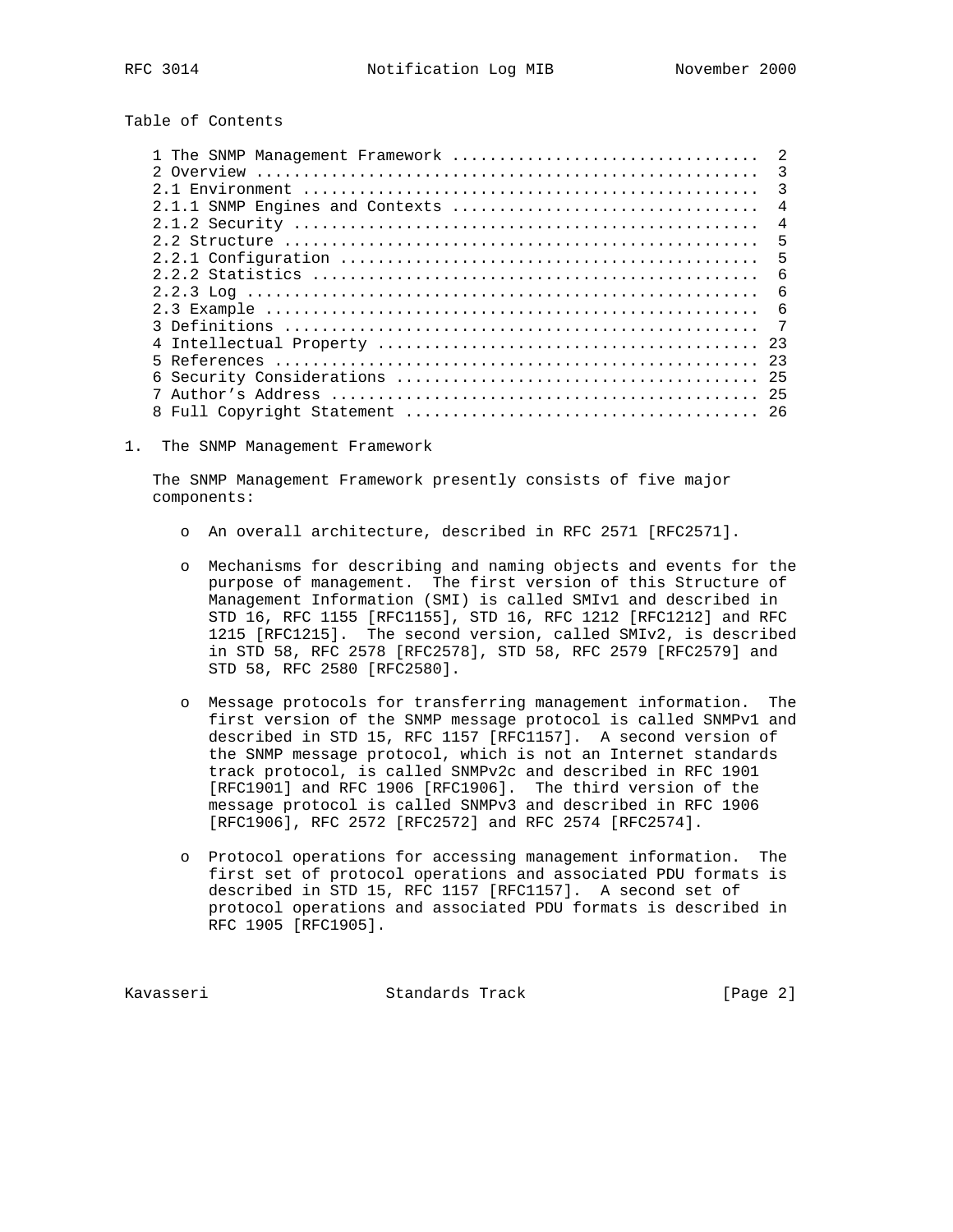Table of Contents

```
1 The SNMP Management Framework ................................  2
2 Overview .....................................................  3
2.1 Environment ................................................  3
2.1.1 SNMP Engines and Contexts ................................  4
2.1.2 Security .................................................  4
2.2 Structure ..................................................  5
2.2.1 Configuration ............................................  5
2.2.2 Statistics ...............................................  6
2.2.3 Log ......................................................  6
2.3 Example ....................................................  6
3 Definitions ..................................................  7
4 Intellectual Property ........................................ 23
5 References ................................................... 23
6 Security Considerations ...................................... 25
7 Author's Address ............................................. 25
8 Full Copyright Statement ..................................... 26
```

# 1. The SNMP Management Framework

The SNMP Management Framework presently consists of five major components:

- An overall architecture, described in RFC 2571 [RFC2571].

- Mechanisms for describing and naming objects and events for the purpose of management. The first version of this Structure of Management Information (SMI) is called SMIv1 and described in STD 16, RFC 1155 [RFC1155], STD 16, RFC 1212 [RFC1212] and RFC 1215 [RFC1215]. The second version, called SMIv2, is described in STD 58, RFC 2578 [RFC2578], STD 58, RFC 2579 [RFC2579] and STD 58, RFC 2580 [RFC2580].

- Message protocols for transferring management information. The first version of the SNMP message protocol is called SNMPv1 and described in STD 15, RFC 1157 [RFC1157]. A second version of the SNMP message protocol, which is not an Internet standards track protocol, is called SNMPv2c and described in RFC 1901 [RFC1901] and RFC 1906 [RFC1906]. The third version of the message protocol is called SNMPv3 and described in RFC 1906 [RFC1906], RFC 2572 [RFC2572] and RFC 2574 [RFC2574].

- Protocol operations for accessing management information. The first set of protocol operations and associated PDU formats is described in STD 15, RFC 1157 [RFC1157]. A second set of protocol operations and associated PDU formats is described in RFC 1905 [RFC1905].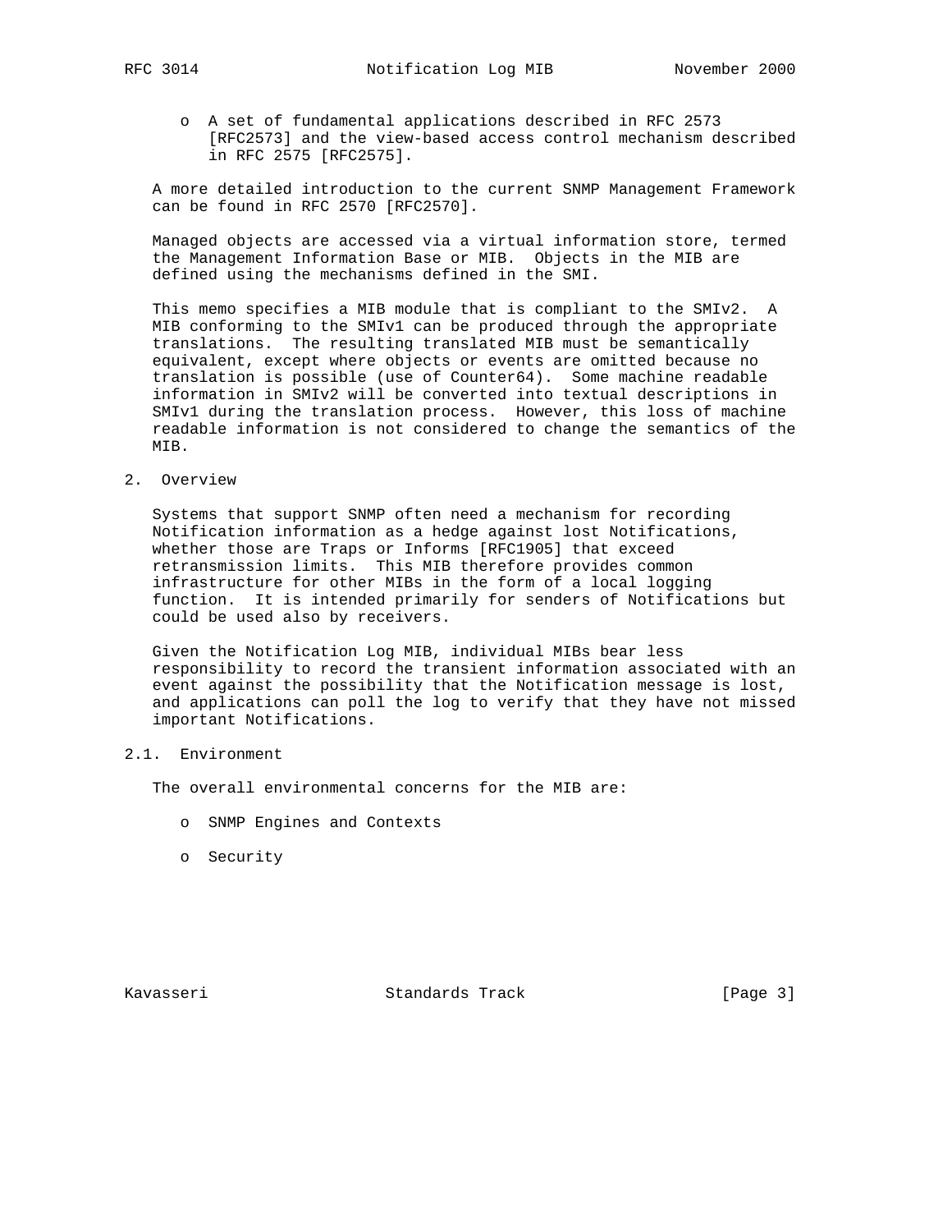- A set of fundamental applications described in RFC 2573 [RFC2573] and the view-based access control mechanism described in RFC 2575 [RFC2575].

A more detailed introduction to the current SNMP Management Framework can be found in RFC 2570 [RFC2570].

Managed objects are accessed via a virtual information store, termed the Management Information Base or MIB. Objects in the MIB are defined using the mechanisms defined in the SMI.

This memo specifies a MIB module that is compliant to the SMIv2. A MIB conforming to the SMIv1 can be produced through the appropriate translations. The resulting translated MIB must be semantically equivalent, except where objects or events are omitted because no translation is possible (use of Counter64). Some machine readable information in SMIv2 will be converted into textual descriptions in SMIv1 during the translation process. However, this loss of machine readable information is not considered to change the semantics of the MIB.

## 2. Overview

Systems that support SNMP often need a mechanism for recording Notification information as a hedge against lost Notifications, whether those are Traps or Informs [RFC1905] that exceed retransmission limits. This MIB therefore provides common infrastructure for other MIBs in the form of a local logging function. It is intended primarily for senders of Notifications but could be used also by receivers.

Given the Notification Log MIB, individual MIBs bear less responsibility to record the transient information associated with an event against the possibility that the Notification message is lost, and applications can poll the log to verify that they have not missed important Notifications.

### 2.1. Environment

The overall environmental concerns for the MIB are:

- SNMP Engines and Contexts
- Security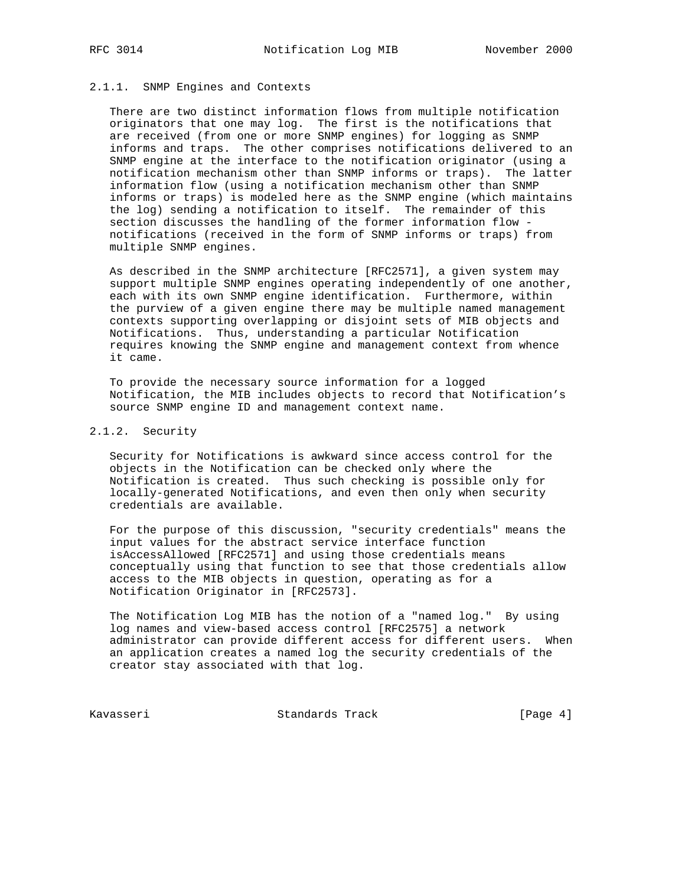### 2.1.1. SNMP Engines and Contexts

There are two distinct information flows from multiple notification originators that one may log. The first is the notifications that are received (from one or more SNMP engines) for logging as SNMP informs and traps. The other comprises notifications delivered to an SNMP engine at the interface to the notification originator (using a notification mechanism other than SNMP informs or traps). The latter information flow (using a notification mechanism other than SNMP informs or traps) is modeled here as the SNMP engine (which maintains the log) sending a notification to itself. The remainder of this section discusses the handling of the former information flow - notifications (received in the form of SNMP informs or traps) from multiple SNMP engines.

As described in the SNMP architecture [RFC2571], a given system may support multiple SNMP engines operating independently of one another, each with its own SNMP engine identification. Furthermore, within the purview of a given engine there may be multiple named management contexts supporting overlapping or disjoint sets of MIB objects and Notifications. Thus, understanding a particular Notification requires knowing the SNMP engine and management context from whence it came.

To provide the necessary source information for a logged Notification, the MIB includes objects to record that Notification's source SNMP engine ID and management context name.

### 2.1.2. Security

Security for Notifications is awkward since access control for the objects in the Notification can be checked only where the Notification is created. Thus such checking is possible only for locally-generated Notifications, and even then only when security credentials are available.

For the purpose of this discussion, "security credentials" means the input values for the abstract service interface function isAccessAllowed [RFC2571] and using those credentials means conceptually using that function to see that those credentials allow access to the MIB objects in question, operating as for a Notification Originator in [RFC2573].

The Notification Log MIB has the notion of a "named log." By using log names and view-based access control [RFC2575] a network administrator can provide different access for different users. When an application creates a named log the security credentials of the creator stay associated with that log.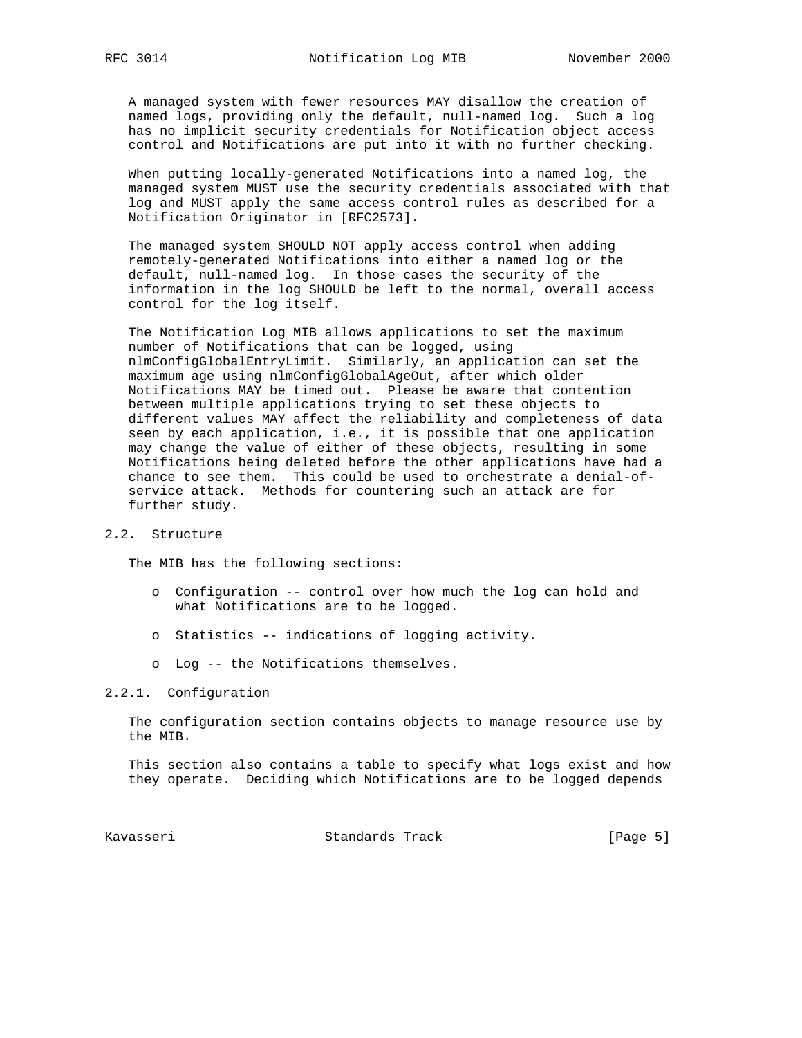A managed system with fewer resources MAY disallow the creation of named logs, providing only the default, null-named log. Such a log has no implicit security credentials for Notification object access control and Notifications are put into it with no further checking.

When putting locally-generated Notifications into a named log, the managed system MUST use the security credentials associated with that log and MUST apply the same access control rules as described for a Notification Originator in [RFC2573].

The managed system SHOULD NOT apply access control when adding remotely-generated Notifications into either a named log or the default, null-named log. In those cases the security of the information in the log SHOULD be left to the normal, overall access control for the log itself.

The Notification Log MIB allows applications to set the maximum number of Notifications that can be logged, using nlmConfigGlobalEntryLimit. Similarly, an application can set the maximum age using nlmConfigGlobalAgeOut, after which older Notifications MAY be timed out. Please be aware that contention between multiple applications trying to set these objects to different values MAY affect the reliability and completeness of data seen by each application, i.e., it is possible that one application may change the value of either of these objects, resulting in some Notifications being deleted before the other applications have had a chance to see them. This could be used to orchestrate a denial-of-service attack. Methods for countering such an attack are for further study.

## 2.2. Structure

The MIB has the following sections:

- Configuration -- control over how much the log can hold and what Notifications are to be logged.
- Statistics -- indications of logging activity.
- Log -- the Notifications themselves.

### 2.2.1. Configuration

The configuration section contains objects to manage resource use by the MIB.

This section also contains a table to specify what logs exist and how they operate. Deciding which Notifications are to be logged depends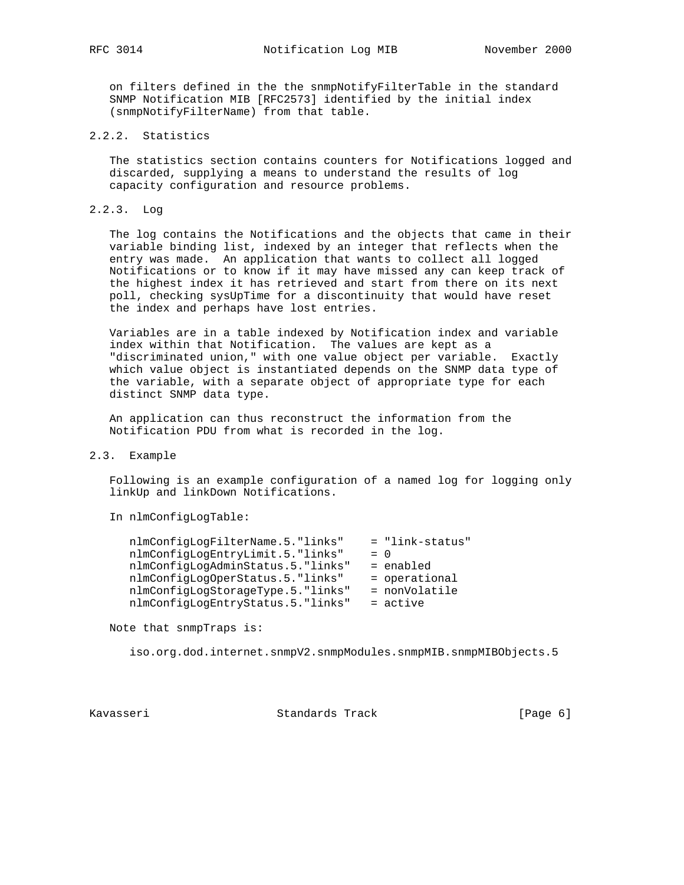on filters defined in the the snmpNotifyFilterTable in the standard SNMP Notification MIB [RFC2573] identified by the initial index (snmpNotifyFilterName) from that table.

### 2.2.2. Statistics

The statistics section contains counters for Notifications logged and discarded, supplying a means to understand the results of log capacity configuration and resource problems.

### 2.2.3. Log

The log contains the Notifications and the objects that came in their variable binding list, indexed by an integer that reflects when the entry was made. An application that wants to collect all logged Notifications or to know if it may have missed any can keep track of the highest index it has retrieved and start from there on its next poll, checking sysUpTime for a discontinuity that would have reset the index and perhaps have lost entries.

Variables are in a table indexed by Notification index and variable index within that Notification. The values are kept as a "discriminated union," with one value object per variable. Exactly which value object is instantiated depends on the SNMP data type of the variable, with a separate object of appropriate type for each distinct SNMP data type.

An application can thus reconstruct the information from the Notification PDU from what is recorded in the log.

## 2.3. Example

Following is an example configuration of a named log for logging only linkUp and linkDown Notifications.

In nlmConfigLogTable:

```
nlmConfigLogFilterName.5."links"    = "link-status"
nlmConfigLogEntryLimit.5."links"    = 0
nlmConfigLogAdminStatus.5."links"   = enabled
nlmConfigLogOperStatus.5."links"    = operational
nlmConfigLogStorageType.5."links"   = nonVolatile
nlmConfigLogEntryStatus.5."links"   = active
```

Note that snmpTraps is:

```
iso.org.dod.internet.snmpV2.snmpModules.snmpMIB.snmpMIBObjects.5
```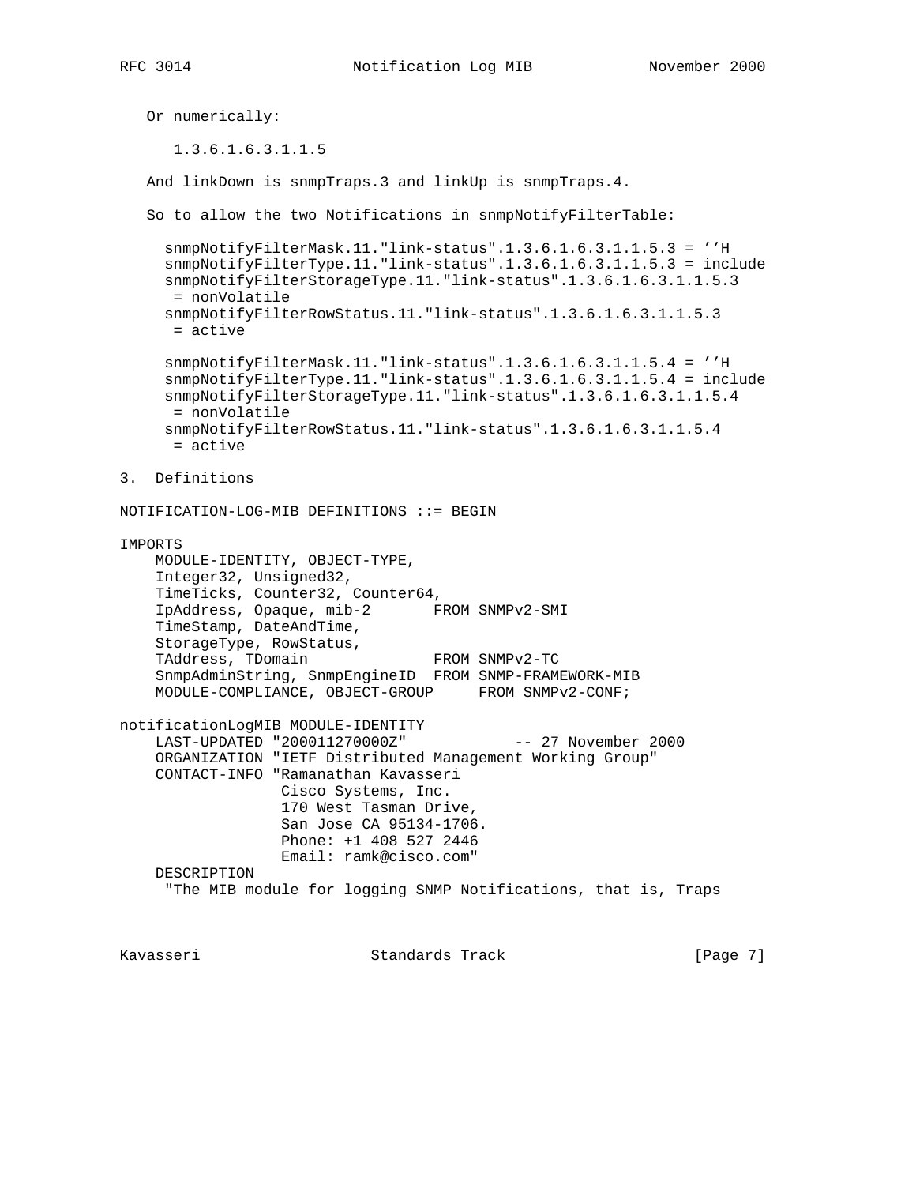Or numerically:

```
1.3.6.1.6.3.1.1.5
```

And linkDown is snmpTraps.3 and linkUp is snmpTraps.4.

So to allow the two Notifications in snmpNotifyFilterTable:

```
snmpNotifyFilterMask.11."link-status".1.3.6.1.6.3.1.1.5.3 = ''H
snmpNotifyFilterType.11."link-status".1.3.6.1.6.3.1.1.5.3 = include
snmpNotifyFilterStorageType.11."link-status".1.3.6.1.6.3.1.1.5.3
 = nonVolatile
snmpNotifyFilterRowStatus.11."link-status".1.3.6.1.6.3.1.1.5.3
 = active

snmpNotifyFilterMask.11."link-status".1.3.6.1.6.3.1.1.5.4 = ''H
snmpNotifyFilterType.11."link-status".1.3.6.1.6.3.1.1.5.4 = include
snmpNotifyFilterStorageType.11."link-status".1.3.6.1.6.3.1.1.5.4
 = nonVolatile
snmpNotifyFilterRowStatus.11."link-status".1.3.6.1.6.3.1.1.5.4
 = active
```

## 3. Definitions

```
NOTIFICATION-LOG-MIB DEFINITIONS ::= BEGIN

IMPORTS
    MODULE-IDENTITY, OBJECT-TYPE,
    Integer32, Unsigned32,
    TimeTicks, Counter32, Counter64,
    IpAddress, Opaque, mib-2       FROM SNMPv2-SMI
    TimeStamp, DateAndTime,
    StorageType, RowStatus,
    TAddress, TDomain              FROM SNMPv2-TC
    SnmpAdminString, SnmpEngineID  FROM SNMP-FRAMEWORK-MIB
    MODULE-COMPLIANCE, OBJECT-GROUP     FROM SNMPv2-CONF;

notificationLogMIB MODULE-IDENTITY
    LAST-UPDATED "200011270000Z"           -- 27 November 2000
    ORGANIZATION "IETF Distributed Management Working Group"
    CONTACT-INFO "Ramanathan Kavasseri
                  Cisco Systems, Inc.
                  170 West Tasman Drive,
                  San Jose CA 95134-1706.
                  Phone: +1 408 527 2446
                  Email: ramk@cisco.com"
    DESCRIPTION
     "The MIB module for logging SNMP Notifications, that is, Traps
```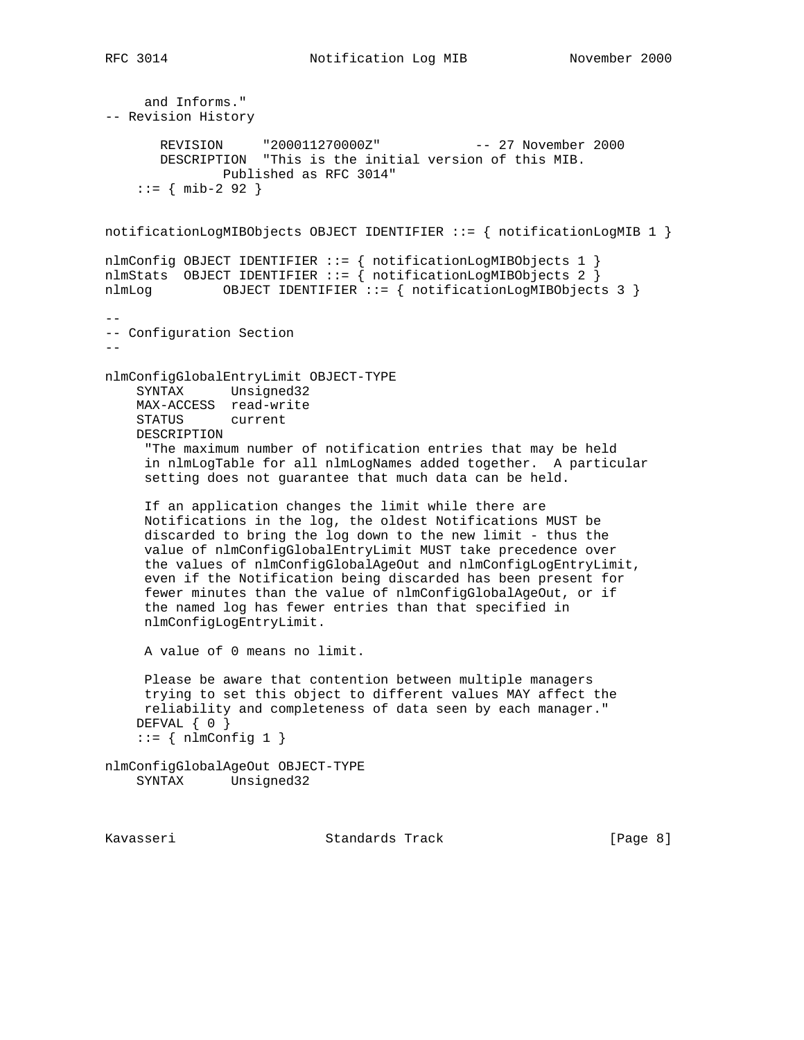```
     and Informs."
-- Revision History

       REVISION     "200011270000Z"            -- 27 November 2000
       DESCRIPTION  "This is the initial version of this MIB.
               Published as RFC 3014"
    ::= { mib-2 92 }


notificationLogMIBObjects OBJECT IDENTIFIER ::= { notificationLogMIB 1 }

nlmConfig OBJECT IDENTIFIER ::= { notificationLogMIBObjects 1 }
nlmStats  OBJECT IDENTIFIER ::= { notificationLogMIBObjects 2 }
nlmLog         OBJECT IDENTIFIER ::= { notificationLogMIBObjects 3 }

--
-- Configuration Section
--

nlmConfigGlobalEntryLimit OBJECT-TYPE
    SYNTAX      Unsigned32
    MAX-ACCESS  read-write
    STATUS      current
    DESCRIPTION
     "The maximum number of notification entries that may be held
     in nlmLogTable for all nlmLogNames added together.  A particular
     setting does not guarantee that much data can be held.

     If an application changes the limit while there are
     Notifications in the log, the oldest Notifications MUST be
     discarded to bring the log down to the new limit - thus the
     value of nlmConfigGlobalEntryLimit MUST take precedence over
     the values of nlmConfigGlobalAgeOut and nlmConfigLogEntryLimit,
     even if the Notification being discarded has been present for
     fewer minutes than the value of nlmConfigGlobalAgeOut, or if
     the named log has fewer entries than that specified in
     nlmConfigLogEntryLimit.

     A value of 0 means no limit.

     Please be aware that contention between multiple managers
     trying to set this object to different values MAY affect the
     reliability and completeness of data seen by each manager."
    DEFVAL { 0 }
    ::= { nlmConfig 1 }

nlmConfigGlobalAgeOut OBJECT-TYPE
    SYNTAX      Unsigned32
```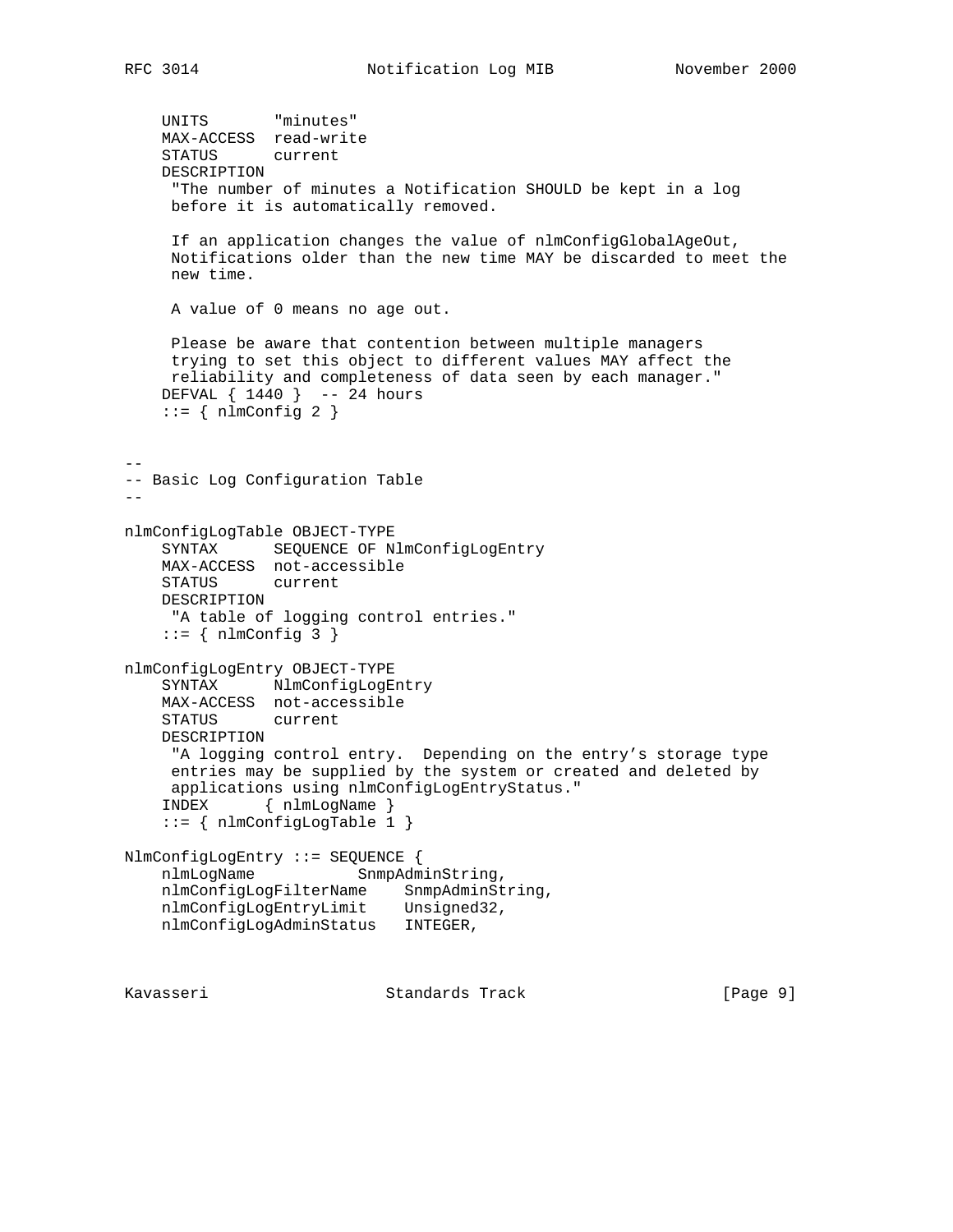```
    UNITS       "minutes"
    MAX-ACCESS  read-write
    STATUS      current
    DESCRIPTION
     "The number of minutes a Notification SHOULD be kept in a log
     before it is automatically removed.

     If an application changes the value of nlmConfigGlobalAgeOut,
     Notifications older than the new time MAY be discarded to meet the
     new time.

     A value of 0 means no age out.

     Please be aware that contention between multiple managers
     trying to set this object to different values MAY affect the
     reliability and completeness of data seen by each manager."
    DEFVAL { 1440 }  -- 24 hours
    ::= { nlmConfig 2 }


--
-- Basic Log Configuration Table
--

nlmConfigLogTable OBJECT-TYPE
    SYNTAX      SEQUENCE OF NlmConfigLogEntry
    MAX-ACCESS  not-accessible
    STATUS      current
    DESCRIPTION
     "A table of logging control entries."
    ::= { nlmConfig 3 }

nlmConfigLogEntry OBJECT-TYPE
    SYNTAX      NlmConfigLogEntry
    MAX-ACCESS  not-accessible
    STATUS      current
    DESCRIPTION
     "A logging control entry.  Depending on the entry's storage type
     entries may be supplied by the system or created and deleted by
     applications using nlmConfigLogEntryStatus."
    INDEX      { nlmLogName }
    ::= { nlmConfigLogTable 1 }

NlmConfigLogEntry ::= SEQUENCE {
    nlmLogName              SnmpAdminString,
    nlmConfigLogFilterName    SnmpAdminString,
    nlmConfigLogEntryLimit    Unsigned32,
    nlmConfigLogAdminStatus   INTEGER,
```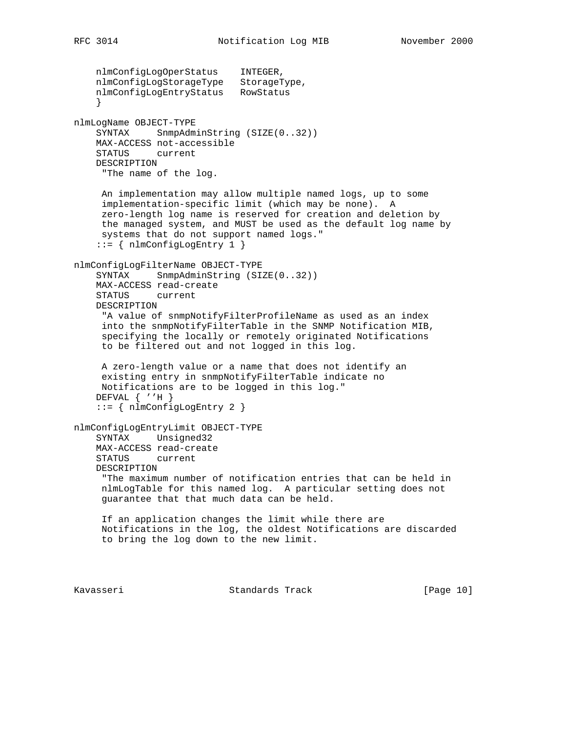```
    nlmConfigLogOperStatus    INTEGER,
    nlmConfigLogStorageType   StorageType,
    nlmConfigLogEntryStatus   RowStatus
    }

nlmLogName OBJECT-TYPE
    SYNTAX     SnmpAdminString (SIZE(0..32))
    MAX-ACCESS not-accessible
    STATUS     current
    DESCRIPTION
     "The name of the log.

     An implementation may allow multiple named logs, up to some
     implementation-specific limit (which may be none).  A
     zero-length log name is reserved for creation and deletion by
     the managed system, and MUST be used as the default log name by
     systems that do not support named logs."
    ::= { nlmConfigLogEntry 1 }

nlmConfigLogFilterName OBJECT-TYPE
    SYNTAX     SnmpAdminString (SIZE(0..32))
    MAX-ACCESS read-create
    STATUS     current
    DESCRIPTION
     "A value of snmpNotifyFilterProfileName as used as an index
     into the snmpNotifyFilterTable in the SNMP Notification MIB,
     specifying the locally or remotely originated Notifications
     to be filtered out and not logged in this log.

     A zero-length value or a name that does not identify an
     existing entry in snmpNotifyFilterTable indicate no
     Notifications are to be logged in this log."
    DEFVAL { ''H }
    ::= { nlmConfigLogEntry 2 }

nlmConfigLogEntryLimit OBJECT-TYPE
    SYNTAX     Unsigned32
    MAX-ACCESS read-create
    STATUS     current
    DESCRIPTION
     "The maximum number of notification entries that can be held in
     nlmLogTable for this named log.  A particular setting does not
     guarantee that that much data can be held.

     If an application changes the limit while there are
     Notifications in the log, the oldest Notifications are discarded
     to bring the log down to the new limit.
```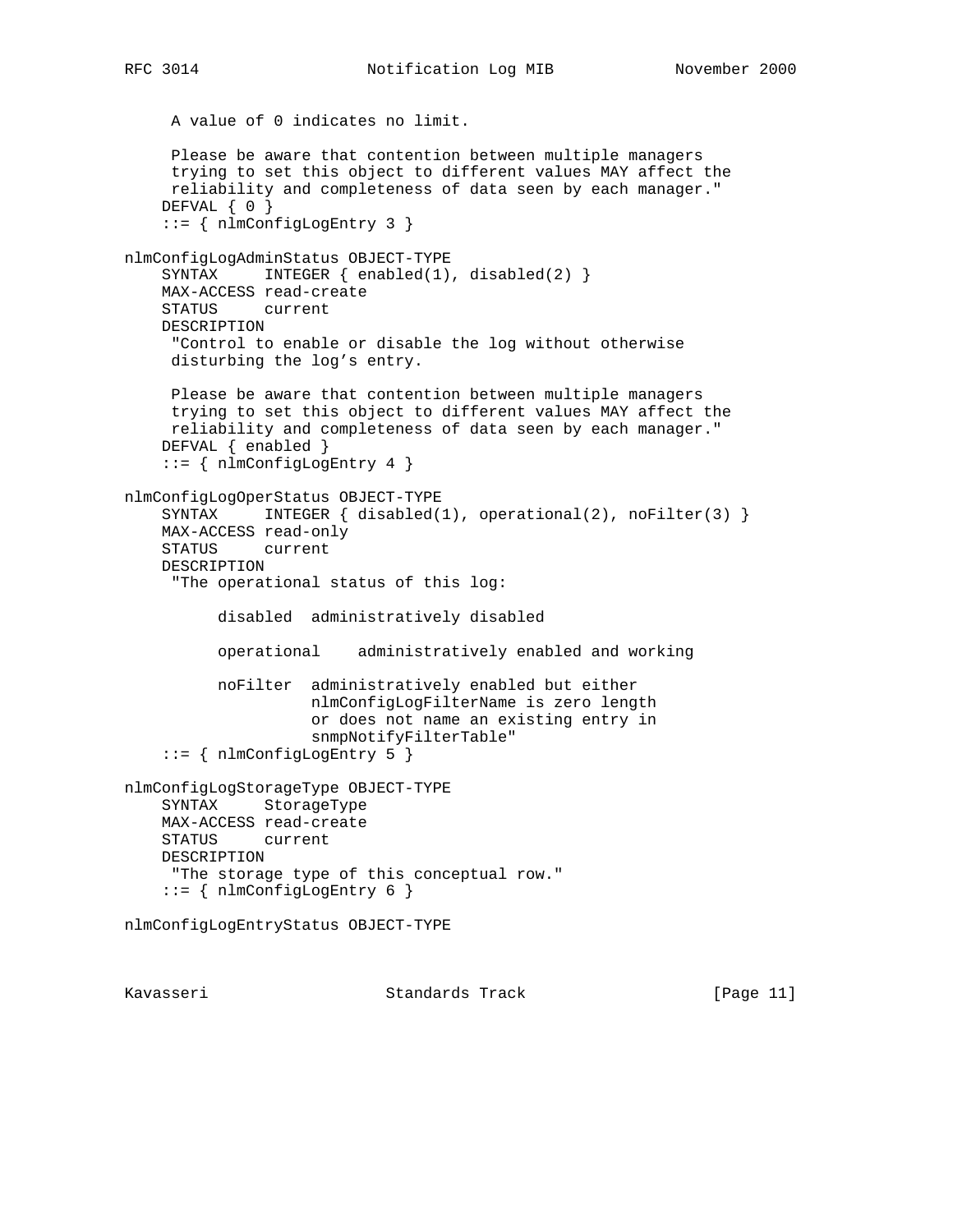```
     A value of 0 indicates no limit.

     Please be aware that contention between multiple managers
     trying to set this object to different values MAY affect the
     reliability and completeness of data seen by each manager."
    DEFVAL { 0 }
    ::= { nlmConfigLogEntry 3 }

nlmConfigLogAdminStatus OBJECT-TYPE
    SYNTAX      INTEGER { enabled(1), disabled(2) }
    MAX-ACCESS read-create
    STATUS      current
    DESCRIPTION
     "Control to enable or disable the log without otherwise
     disturbing the log's entry.

     Please be aware that contention between multiple managers
     trying to set this object to different values MAY affect the
     reliability and completeness of data seen by each manager."
    DEFVAL { enabled }
    ::= { nlmConfigLogEntry 4 }

nlmConfigLogOperStatus OBJECT-TYPE
    SYNTAX      INTEGER { disabled(1), operational(2), noFilter(3) }
    MAX-ACCESS read-only
    STATUS      current
    DESCRIPTION
     "The operational status of this log:

          disabled  administratively disabled

          operational    administratively enabled and working

          noFilter  administratively enabled but either
                    nlmConfigLogFilterName is zero length
                    or does not name an existing entry in
                    snmpNotifyFilterTable"
    ::= { nlmConfigLogEntry 5 }

nlmConfigLogStorageType OBJECT-TYPE
    SYNTAX      StorageType
    MAX-ACCESS read-create
    STATUS      current
    DESCRIPTION
     "The storage type of this conceptual row."
    ::= { nlmConfigLogEntry 6 }

nlmConfigLogEntryStatus OBJECT-TYPE
```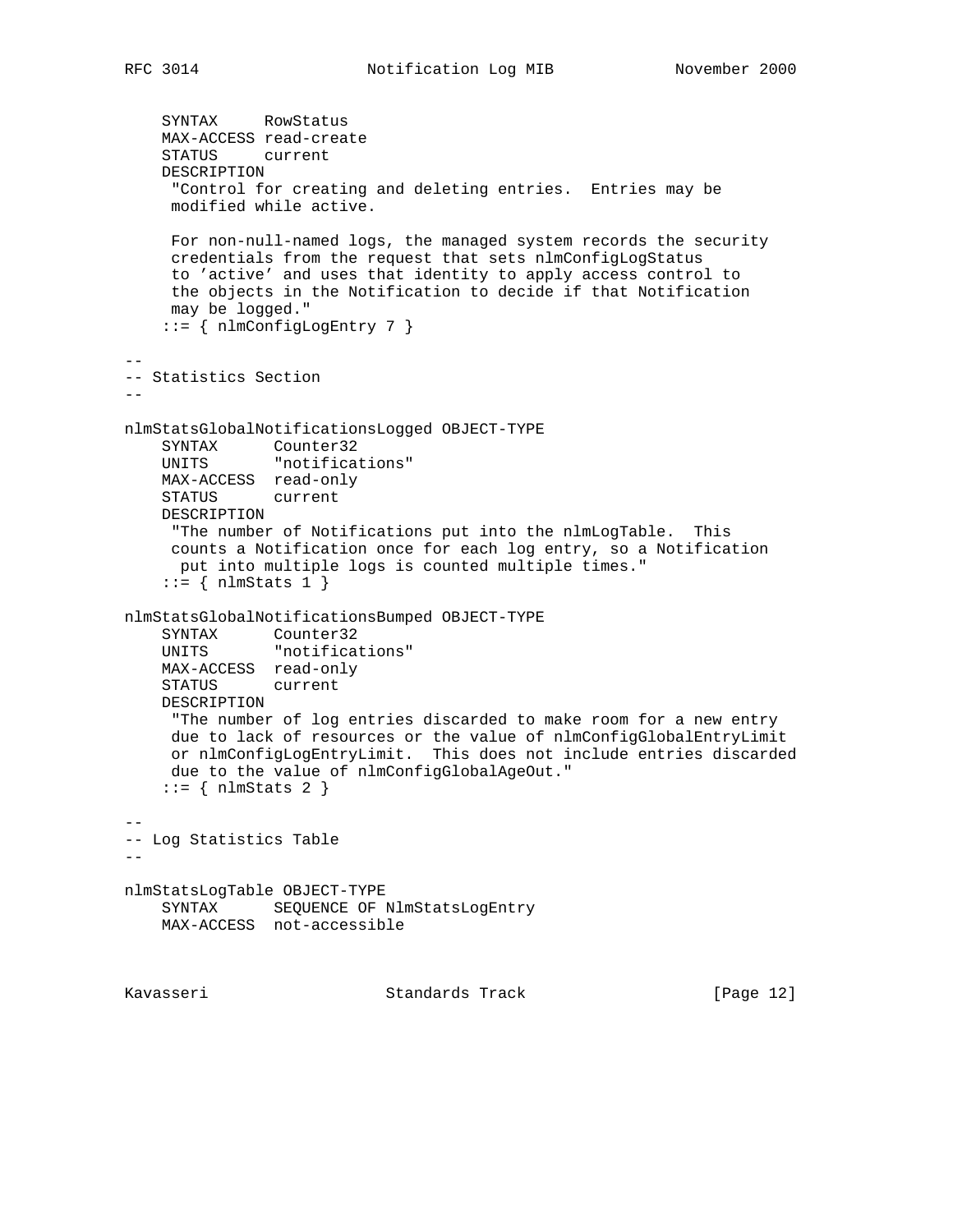```
    SYNTAX     RowStatus
    MAX-ACCESS read-create
    STATUS     current
    DESCRIPTION
     "Control for creating and deleting entries.  Entries may be
     modified while active.

     For non-null-named logs, the managed system records the security
     credentials from the request that sets nlmConfigLogStatus
     to 'active' and uses that identity to apply access control to
     the objects in the Notification to decide if that Notification
     may be logged."
    ::= { nlmConfigLogEntry 7 }

--
-- Statistics Section
--

nlmStatsGlobalNotificationsLogged OBJECT-TYPE
    SYNTAX      Counter32
    UNITS       "notifications"
    MAX-ACCESS  read-only
    STATUS      current
    DESCRIPTION
     "The number of Notifications put into the nlmLogTable.  This
     counts a Notification once for each log entry, so a Notification
      put into multiple logs is counted multiple times."
    ::= { nlmStats 1 }

nlmStatsGlobalNotificationsBumped OBJECT-TYPE
    SYNTAX      Counter32
    UNITS       "notifications"
    MAX-ACCESS  read-only
    STATUS      current
    DESCRIPTION
     "The number of log entries discarded to make room for a new entry
     due to lack of resources or the value of nlmConfigGlobalEntryLimit
     or nlmConfigLogEntryLimit.  This does not include entries discarded
     due to the value of nlmConfigGlobalAgeOut."
    ::= { nlmStats 2 }

--
-- Log Statistics Table
--

nlmStatsLogTable OBJECT-TYPE
    SYNTAX      SEQUENCE OF NlmStatsLogEntry
    MAX-ACCESS  not-accessible
```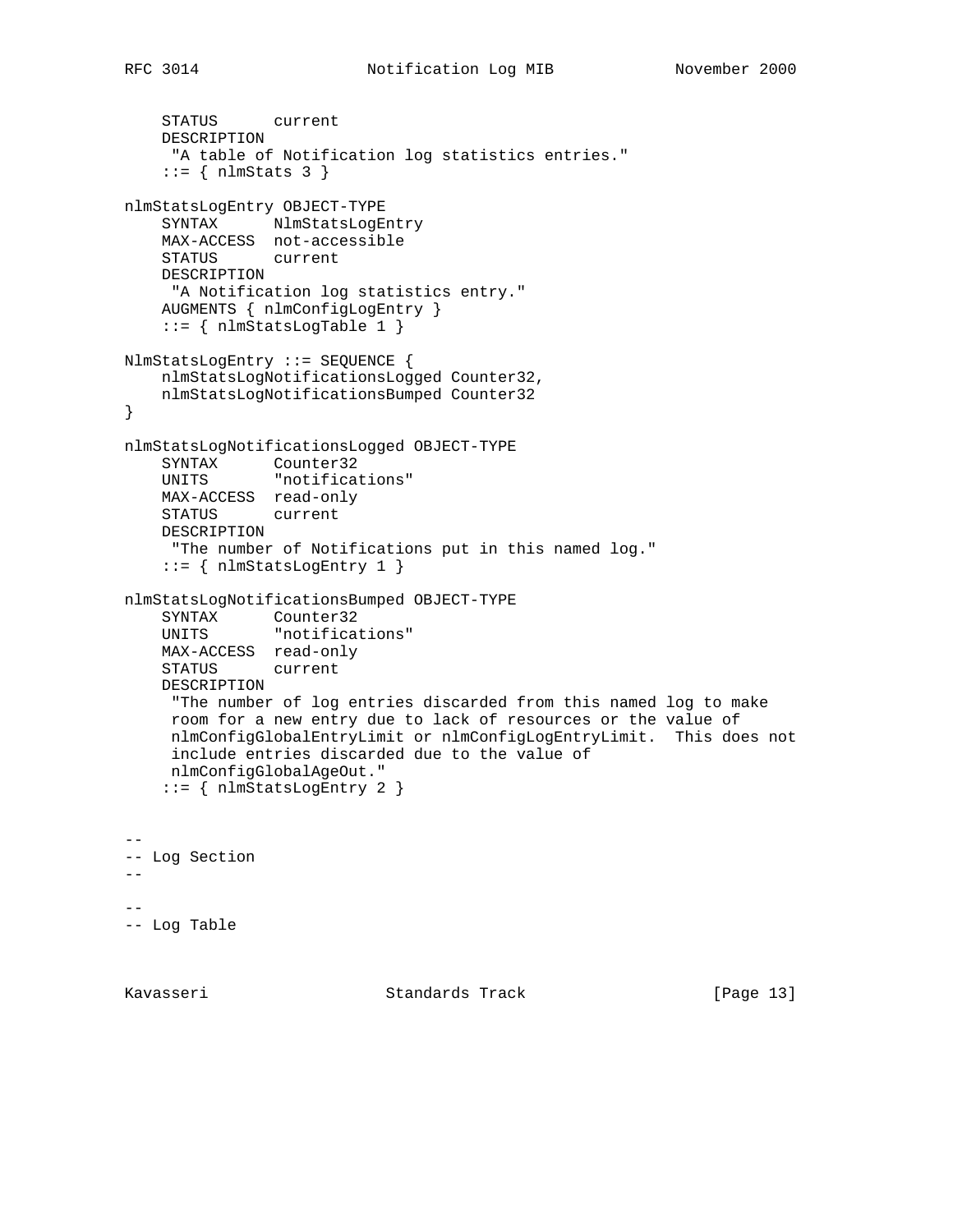```
    STATUS      current
    DESCRIPTION
     "A table of Notification log statistics entries."
    ::= { nlmStats 3 }

nlmStatsLogEntry OBJECT-TYPE
    SYNTAX      NlmStatsLogEntry
    MAX-ACCESS  not-accessible
    STATUS      current
    DESCRIPTION
     "A Notification log statistics entry."
    AUGMENTS { nlmConfigLogEntry }
    ::= { nlmStatsLogTable 1 }

NlmStatsLogEntry ::= SEQUENCE {
    nlmStatsLogNotificationsLogged Counter32,
    nlmStatsLogNotificationsBumped Counter32
}

nlmStatsLogNotificationsLogged OBJECT-TYPE
    SYNTAX      Counter32
    UNITS       "notifications"
    MAX-ACCESS  read-only
    STATUS      current
    DESCRIPTION
     "The number of Notifications put in this named log."
    ::= { nlmStatsLogEntry 1 }

nlmStatsLogNotificationsBumped OBJECT-TYPE
    SYNTAX      Counter32
    UNITS       "notifications"
    MAX-ACCESS  read-only
    STATUS      current
    DESCRIPTION
     "The number of log entries discarded from this named log to make
     room for a new entry due to lack of resources or the value of
     nlmConfigGlobalEntryLimit or nlmConfigLogEntryLimit.  This does not
     include entries discarded due to the value of
     nlmConfigGlobalAgeOut."
    ::= { nlmStatsLogEntry 2 }


--
-- Log Section
--

--
-- Log Table
```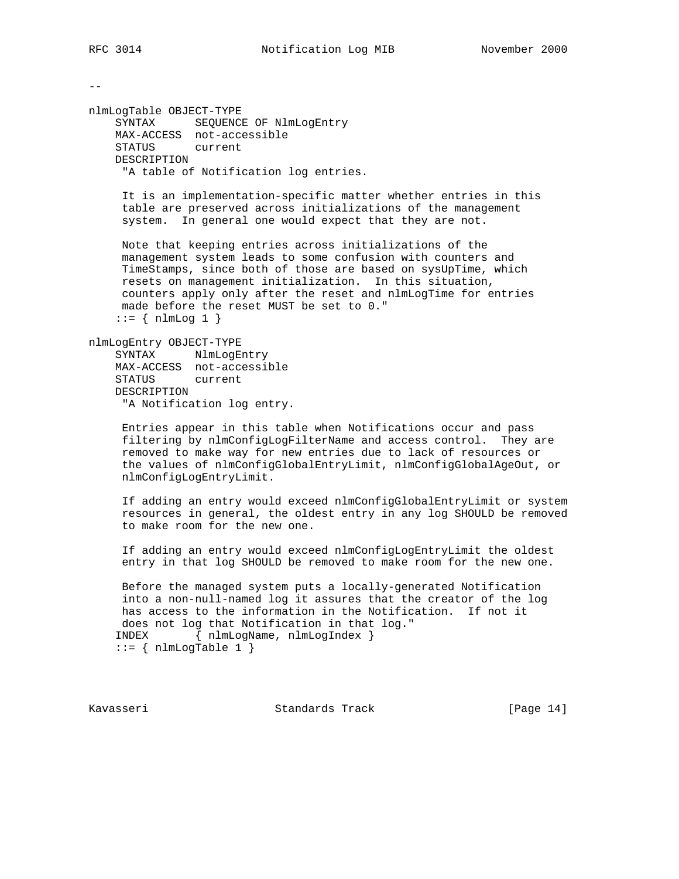```
--

nlmLogTable OBJECT-TYPE
    SYNTAX      SEQUENCE OF NlmLogEntry
    MAX-ACCESS  not-accessible
    STATUS      current
    DESCRIPTION
     "A table of Notification log entries.

     It is an implementation-specific matter whether entries in this
     table are preserved across initializations of the management
     system.  In general one would expect that they are not.

     Note that keeping entries across initializations of the
     management system leads to some confusion with counters and
     TimeStamps, since both of those are based on sysUpTime, which
     resets on management initialization.  In this situation,
     counters apply only after the reset and nlmLogTime for entries
     made before the reset MUST be set to 0."
    ::= { nlmLog 1 }

nlmLogEntry OBJECT-TYPE
    SYNTAX      NlmLogEntry
    MAX-ACCESS  not-accessible
    STATUS      current
    DESCRIPTION
     "A Notification log entry.

     Entries appear in this table when Notifications occur and pass
     filtering by nlmConfigLogFilterName and access control.  They are
     removed to make way for new entries due to lack of resources or
     the values of nlmConfigGlobalEntryLimit, nlmConfigGlobalAgeOut, or
     nlmConfigLogEntryLimit.

     If adding an entry would exceed nlmConfigGlobalEntryLimit or system
     resources in general, the oldest entry in any log SHOULD be removed
     to make room for the new one.

     If adding an entry would exceed nlmConfigLogEntryLimit the oldest
     entry in that log SHOULD be removed to make room for the new one.

     Before the managed system puts a locally-generated Notification
     into a non-null-named log it assures that the creator of the log
     has access to the information in the Notification.  If not it
     does not log that Notification in that log."
    INDEX       { nlmLogName, nlmLogIndex }
    ::= { nlmLogTable 1 }
```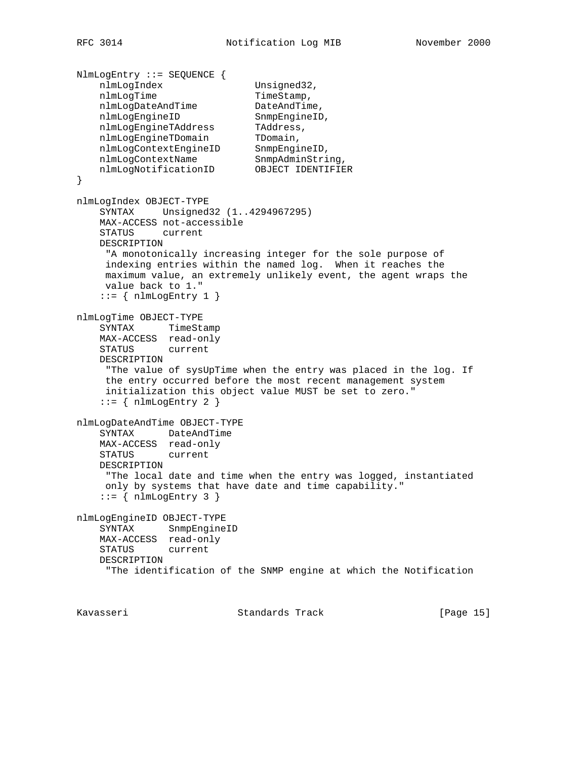```
NlmLogEntry ::= SEQUENCE {
    nlmLogIndex                Unsigned32,
    nlmLogTime                 TimeStamp,
    nlmLogDateAndTime          DateAndTime,
    nlmLogEngineID             SnmpEngineID,
    nlmLogEngineTAddress       TAddress,
    nlmLogEngineTDomain        TDomain,
    nlmLogContextEngineID      SnmpEngineID,
    nlmLogContextName          SnmpAdminString,
    nlmLogNotificationID       OBJECT IDENTIFIER
}

nlmLogIndex OBJECT-TYPE
    SYNTAX     Unsigned32 (1..4294967295)
    MAX-ACCESS not-accessible
    STATUS     current
    DESCRIPTION
     "A monotonically increasing integer for the sole purpose of
     indexing entries within the named log.  When it reaches the
     maximum value, an extremely unlikely event, the agent wraps the
     value back to 1."
    ::= { nlmLogEntry 1 }

nlmLogTime OBJECT-TYPE
    SYNTAX      TimeStamp
    MAX-ACCESS  read-only
    STATUS      current
    DESCRIPTION
     "The value of sysUpTime when the entry was placed in the log. If
     the entry occurred before the most recent management system
     initialization this object value MUST be set to zero."
    ::= { nlmLogEntry 2 }

nlmLogDateAndTime OBJECT-TYPE
    SYNTAX      DateAndTime
    MAX-ACCESS  read-only
    STATUS      current
    DESCRIPTION
     "The local date and time when the entry was logged, instantiated
     only by systems that have date and time capability."
    ::= { nlmLogEntry 3 }

nlmLogEngineID OBJECT-TYPE
    SYNTAX      SnmpEngineID
    MAX-ACCESS  read-only
    STATUS      current
    DESCRIPTION
     "The identification of the SNMP engine at which the Notification
```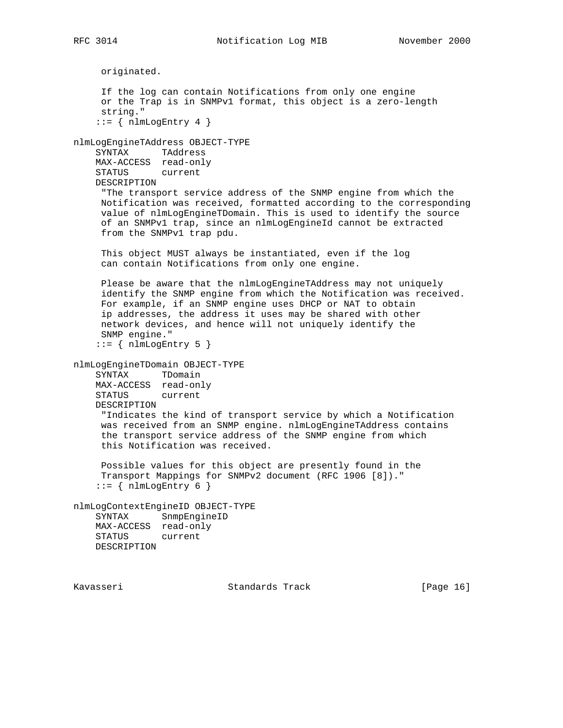```
      originated.

      If the log can contain Notifications from only one engine
      or the Trap is in SNMPv1 format, this object is a zero-length
      string."
     ::= { nlmLogEntry 4 }

nlmLogEngineTAddress OBJECT-TYPE
    SYNTAX      TAddress
    MAX-ACCESS  read-only
    STATUS      current
    DESCRIPTION
     "The transport service address of the SNMP engine from which the
      Notification was received, formatted according to the corresponding
      value of nlmLogEngineTDomain. This is used to identify the source
      of an SNMPv1 trap, since an nlmLogEngineId cannot be extracted
      from the SNMPv1 trap pdu.

      This object MUST always be instantiated, even if the log
      can contain Notifications from only one engine.

      Please be aware that the nlmLogEngineTAddress may not uniquely
      identify the SNMP engine from which the Notification was received.
      For example, if an SNMP engine uses DHCP or NAT to obtain
      ip addresses, the address it uses may be shared with other
      network devices, and hence will not uniquely identify the
      SNMP engine."
     ::= { nlmLogEntry 5 }

nlmLogEngineTDomain OBJECT-TYPE
    SYNTAX      TDomain
    MAX-ACCESS  read-only
    STATUS      current
    DESCRIPTION
     "Indicates the kind of transport service by which a Notification
     was received from an SNMP engine. nlmLogEngineTAddress contains
      the transport service address of the SNMP engine from which
      this Notification was received.

      Possible values for this object are presently found in the
      Transport Mappings for SNMPv2 document (RFC 1906 [8])."
     ::= { nlmLogEntry 6 }

nlmLogContextEngineID OBJECT-TYPE
    SYNTAX      SnmpEngineID
    MAX-ACCESS  read-only
    STATUS      current
    DESCRIPTION
```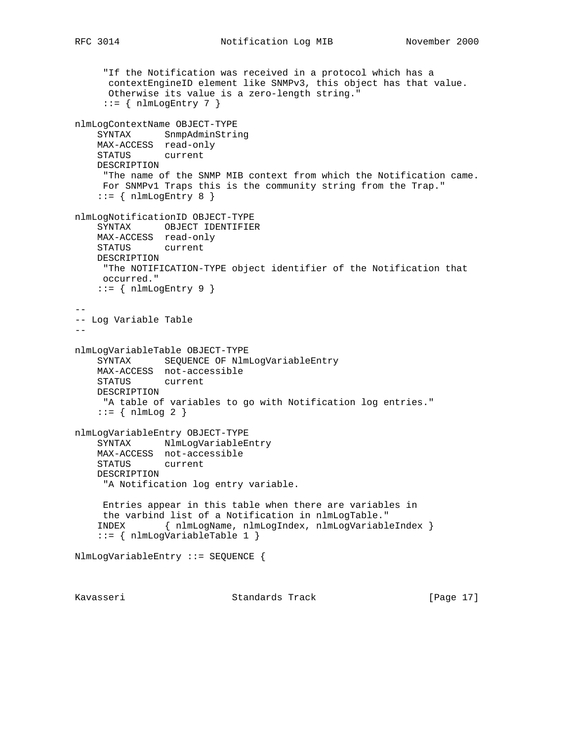```
     "If the Notification was received in a protocol which has a
      contextEngineID element like SNMPv3, this object has that value.
      Otherwise its value is a zero-length string."
     ::= { nlmLogEntry 7 }

nlmLogContextName OBJECT-TYPE
    SYNTAX      SnmpAdminString
    MAX-ACCESS  read-only
    STATUS      current
    DESCRIPTION
     "The name of the SNMP MIB context from which the Notification came.
     For SNMPv1 Traps this is the community string from the Trap."
    ::= { nlmLogEntry 8 }

nlmLogNotificationID OBJECT-TYPE
    SYNTAX      OBJECT IDENTIFIER
    MAX-ACCESS  read-only
    STATUS      current
    DESCRIPTION
     "The NOTIFICATION-TYPE object identifier of the Notification that
     occurred."
    ::= { nlmLogEntry 9 }

--
-- Log Variable Table
--

nlmLogVariableTable OBJECT-TYPE
    SYNTAX      SEQUENCE OF NlmLogVariableEntry
    MAX-ACCESS  not-accessible
    STATUS      current
    DESCRIPTION
     "A table of variables to go with Notification log entries."
    ::= { nlmLog 2 }

nlmLogVariableEntry OBJECT-TYPE
    SYNTAX      NlmLogVariableEntry
    MAX-ACCESS  not-accessible
    STATUS      current
    DESCRIPTION
     "A Notification log entry variable.

     Entries appear in this table when there are variables in
     the varbind list of a Notification in nlmLogTable."
    INDEX       { nlmLogName, nlmLogIndex, nlmLogVariableIndex }
    ::= { nlmLogVariableTable 1 }

NlmLogVariableEntry ::= SEQUENCE {
```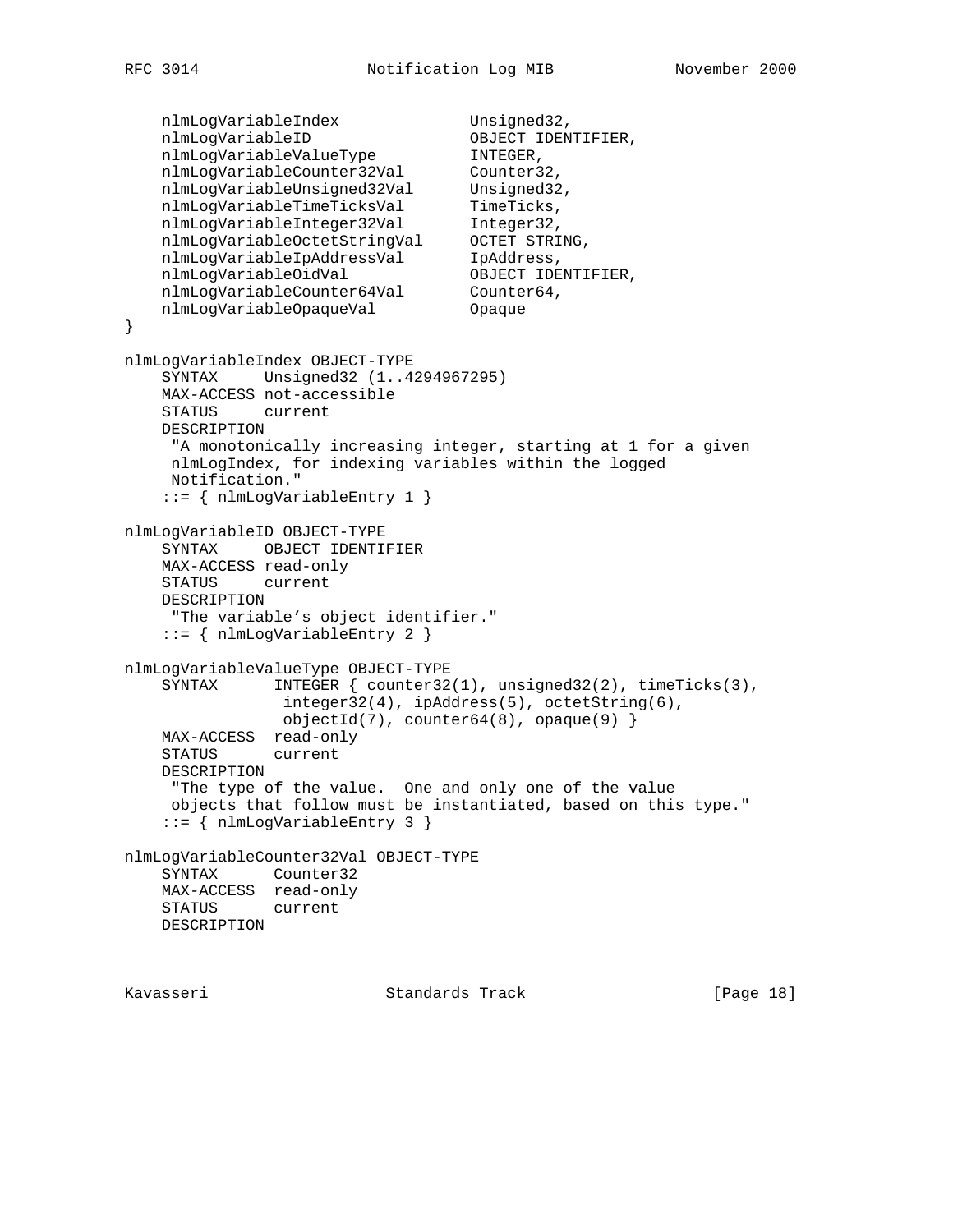```
    nlmLogVariableIndex              Unsigned32,
    nlmLogVariableID                 OBJECT IDENTIFIER,
    nlmLogVariableValueType          INTEGER,
    nlmLogVariableCounter32Val       Counter32,
    nlmLogVariableUnsigned32Val      Unsigned32,
    nlmLogVariableTimeTicksVal       TimeTicks,
    nlmLogVariableInteger32Val       Integer32,
    nlmLogVariableOctetStringVal     OCTET STRING,
    nlmLogVariableIpAddressVal       IpAddress,
    nlmLogVariableOidVal             OBJECT IDENTIFIER,
    nlmLogVariableCounter64Val       Counter64,
    nlmLogVariableOpaqueVal          Opaque
}

nlmLogVariableIndex OBJECT-TYPE
    SYNTAX     Unsigned32 (1..4294967295)
    MAX-ACCESS not-accessible
    STATUS     current
    DESCRIPTION
     "A monotonically increasing integer, starting at 1 for a given
     nlmLogIndex, for indexing variables within the logged
     Notification."
    ::= { nlmLogVariableEntry 1 }

nlmLogVariableID OBJECT-TYPE
    SYNTAX     OBJECT IDENTIFIER
    MAX-ACCESS read-only
    STATUS     current
    DESCRIPTION
     "The variable's object identifier."
    ::= { nlmLogVariableEntry 2 }

nlmLogVariableValueType OBJECT-TYPE
    SYNTAX      INTEGER { counter32(1), unsigned32(2), timeTicks(3),
                 integer32(4), ipAddress(5), octetString(6),
                 objectId(7), counter64(8), opaque(9) }
    MAX-ACCESS  read-only
    STATUS      current
    DESCRIPTION
     "The type of the value.  One and only one of the value
     objects that follow must be instantiated, based on this type."
    ::= { nlmLogVariableEntry 3 }

nlmLogVariableCounter32Val OBJECT-TYPE
    SYNTAX      Counter32
    MAX-ACCESS  read-only
    STATUS      current
    DESCRIPTION
```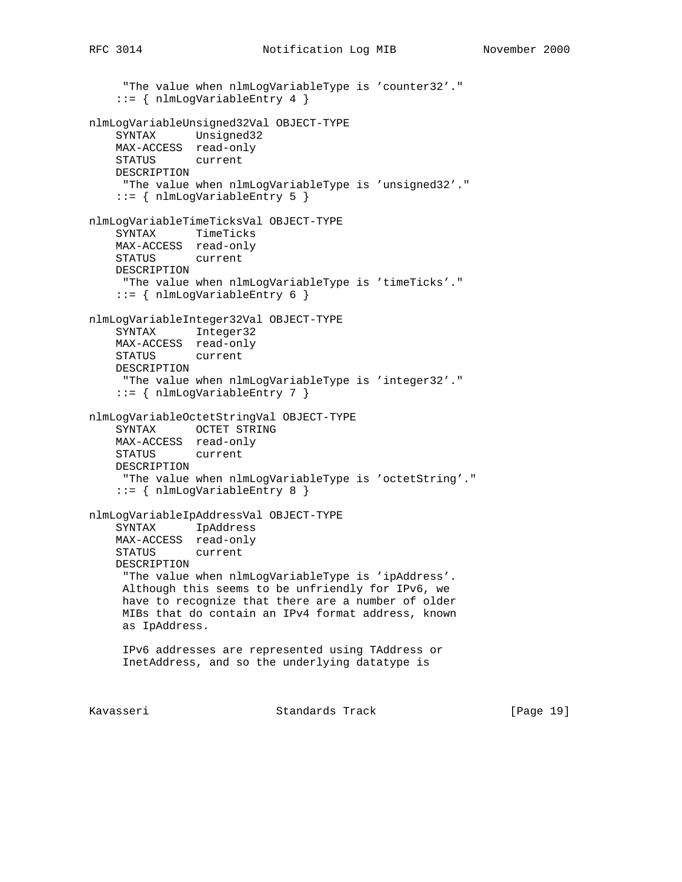```
     "The value when nlmLogVariableType is 'counter32'."
    ::= { nlmLogVariableEntry 4 }

nlmLogVariableUnsigned32Val OBJECT-TYPE
    SYNTAX      Unsigned32
    MAX-ACCESS  read-only
    STATUS      current
    DESCRIPTION
     "The value when nlmLogVariableType is 'unsigned32'."
    ::= { nlmLogVariableEntry 5 }

nlmLogVariableTimeTicksVal OBJECT-TYPE
    SYNTAX      TimeTicks
    MAX-ACCESS  read-only
    STATUS      current
    DESCRIPTION
     "The value when nlmLogVariableType is 'timeTicks'."
    ::= { nlmLogVariableEntry 6 }

nlmLogVariableInteger32Val OBJECT-TYPE
    SYNTAX      Integer32
    MAX-ACCESS  read-only
    STATUS      current
    DESCRIPTION
     "The value when nlmLogVariableType is 'integer32'."
    ::= { nlmLogVariableEntry 7 }

nlmLogVariableOctetStringVal OBJECT-TYPE
    SYNTAX      OCTET STRING
    MAX-ACCESS  read-only
    STATUS      current
    DESCRIPTION
     "The value when nlmLogVariableType is 'octetString'."
    ::= { nlmLogVariableEntry 8 }

nlmLogVariableIpAddressVal OBJECT-TYPE
    SYNTAX      IpAddress
    MAX-ACCESS  read-only
    STATUS      current
    DESCRIPTION
     "The value when nlmLogVariableType is 'ipAddress'.
     Although this seems to be unfriendly for IPv6, we
     have to recognize that there are a number of older
     MIBs that do contain an IPv4 format address, known
     as IpAddress.

     IPv6 addresses are represented using TAddress or
     InetAddress, and so the underlying datatype is
```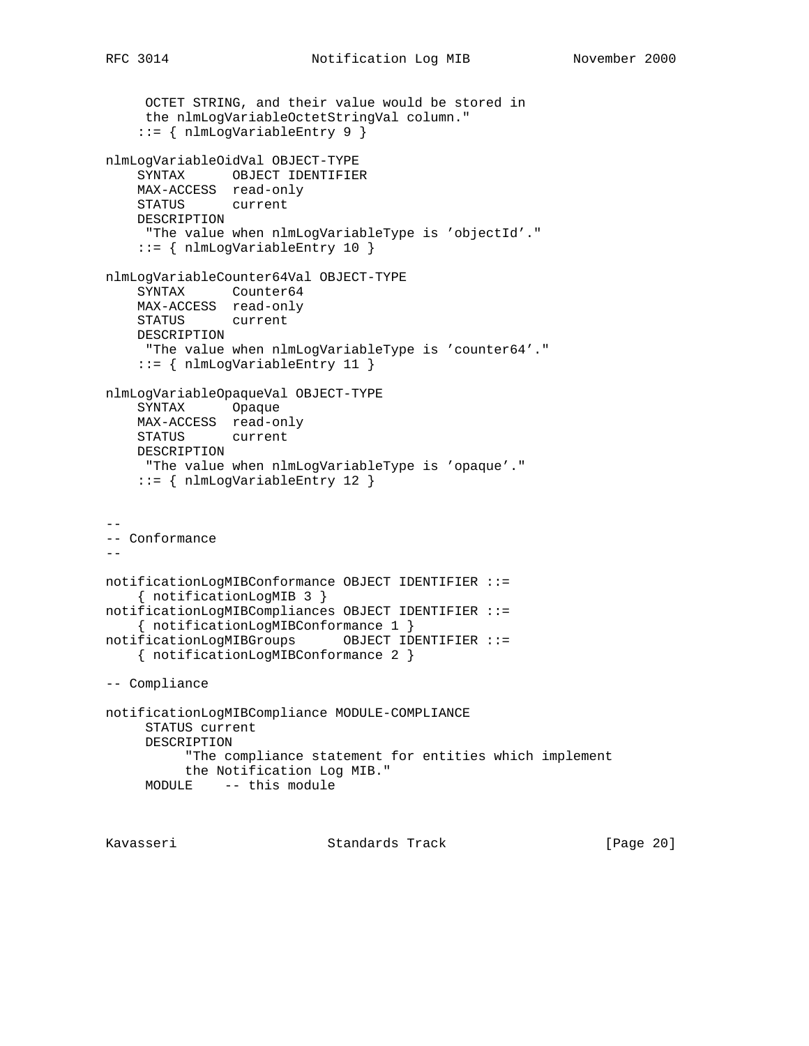```
     OCTET STRING, and their value would be stored in
     the nlmLogVariableOctetStringVal column."
    ::= { nlmLogVariableEntry 9 }

nlmLogVariableOidVal OBJECT-TYPE
    SYNTAX      OBJECT IDENTIFIER
    MAX-ACCESS  read-only
    STATUS      current
    DESCRIPTION
     "The value when nlmLogVariableType is 'objectId'."
    ::= { nlmLogVariableEntry 10 }

nlmLogVariableCounter64Val OBJECT-TYPE
    SYNTAX      Counter64
    MAX-ACCESS  read-only
    STATUS      current
    DESCRIPTION
     "The value when nlmLogVariableType is 'counter64'."
    ::= { nlmLogVariableEntry 11 }

nlmLogVariableOpaqueVal OBJECT-TYPE
    SYNTAX      Opaque
    MAX-ACCESS  read-only
    STATUS      current
    DESCRIPTION
     "The value when nlmLogVariableType is 'opaque'."
    ::= { nlmLogVariableEntry 12 }


--
-- Conformance
--

notificationLogMIBConformance OBJECT IDENTIFIER ::=
    { notificationLogMIB 3 }
notificationLogMIBCompliances OBJECT IDENTIFIER ::=
    { notificationLogMIBConformance 1 }
notificationLogMIBGroups      OBJECT IDENTIFIER ::=
    { notificationLogMIBConformance 2 }

-- Compliance

notificationLogMIBCompliance MODULE-COMPLIANCE
     STATUS current
     DESCRIPTION
          "The compliance statement for entities which implement
          the Notification Log MIB."
     MODULE    -- this module
```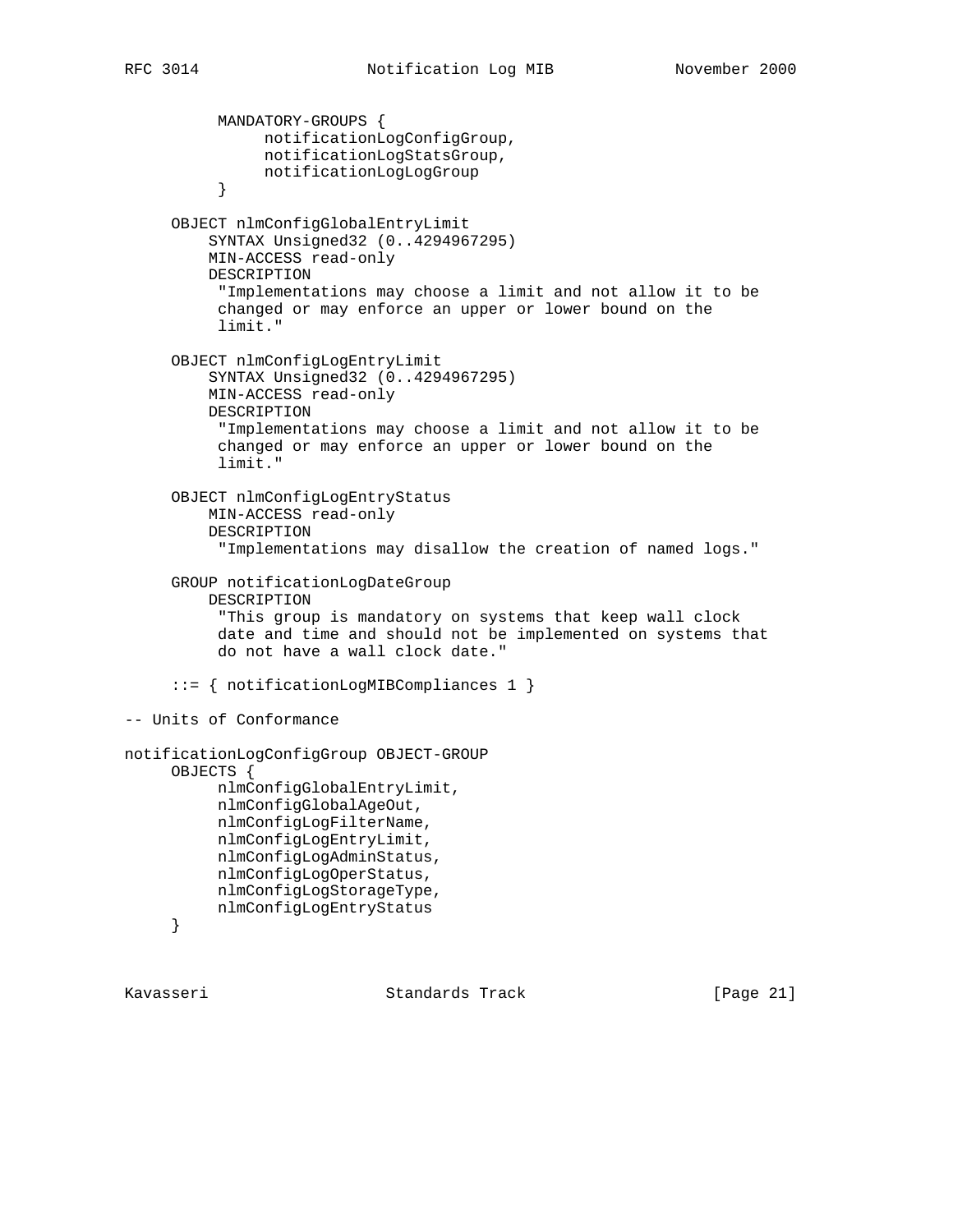```
          MANDATORY-GROUPS {
               notificationLogConfigGroup,
               notificationLogStatsGroup,
               notificationLogLogGroup
          }

     OBJECT nlmConfigGlobalEntryLimit
         SYNTAX Unsigned32 (0..4294967295)
         MIN-ACCESS read-only
         DESCRIPTION
          "Implementations may choose a limit and not allow it to be
          changed or may enforce an upper or lower bound on the
          limit."

     OBJECT nlmConfigLogEntryLimit
         SYNTAX Unsigned32 (0..4294967295)
         MIN-ACCESS read-only
         DESCRIPTION
          "Implementations may choose a limit and not allow it to be
          changed or may enforce an upper or lower bound on the
          limit."

     OBJECT nlmConfigLogEntryStatus
         MIN-ACCESS read-only
         DESCRIPTION
          "Implementations may disallow the creation of named logs."

     GROUP notificationLogDateGroup
         DESCRIPTION
          "This group is mandatory on systems that keep wall clock
          date and time and should not be implemented on systems that
          do not have a wall clock date."

     ::= { notificationLogMIBCompliances 1 }

-- Units of Conformance

notificationLogConfigGroup OBJECT-GROUP
     OBJECTS {
          nlmConfigGlobalEntryLimit,
          nlmConfigGlobalAgeOut,
          nlmConfigLogFilterName,
          nlmConfigLogEntryLimit,
          nlmConfigLogAdminStatus,
          nlmConfigLogOperStatus,
          nlmConfigLogStorageType,
          nlmConfigLogEntryStatus
     }
```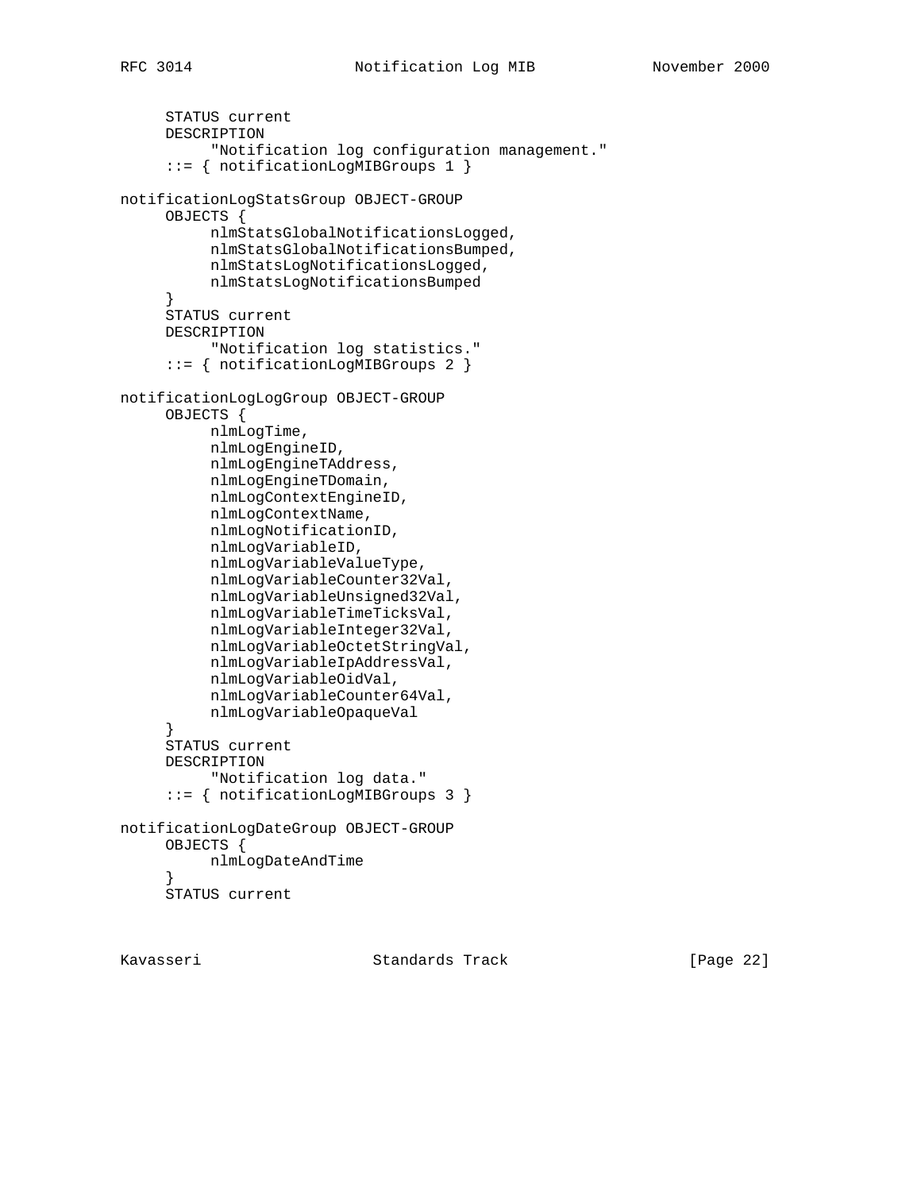```
     STATUS current
     DESCRIPTION
          "Notification log configuration management."
     ::= { notificationLogMIBGroups 1 }

notificationLogStatsGroup OBJECT-GROUP
     OBJECTS {
          nlmStatsGlobalNotificationsLogged,
          nlmStatsGlobalNotificationsBumped,
          nlmStatsLogNotificationsLogged,
          nlmStatsLogNotificationsBumped
     }
     STATUS current
     DESCRIPTION
          "Notification log statistics."
     ::= { notificationLogMIBGroups 2 }

notificationLogLogGroup OBJECT-GROUP
     OBJECTS {
          nlmLogTime,
          nlmLogEngineID,
          nlmLogEngineTAddress,
          nlmLogEngineTDomain,
          nlmLogContextEngineID,
          nlmLogContextName,
          nlmLogNotificationID,
          nlmLogVariableID,
          nlmLogVariableValueType,
          nlmLogVariableCounter32Val,
          nlmLogVariableUnsigned32Val,
          nlmLogVariableTimeTicksVal,
          nlmLogVariableInteger32Val,
          nlmLogVariableOctetStringVal,
          nlmLogVariableIpAddressVal,
          nlmLogVariableOidVal,
          nlmLogVariableCounter64Val,
          nlmLogVariableOpaqueVal
     }
     STATUS current
     DESCRIPTION
          "Notification log data."
     ::= { notificationLogMIBGroups 3 }

notificationLogDateGroup OBJECT-GROUP
     OBJECTS {
          nlmLogDateAndTime
     }
     STATUS current
```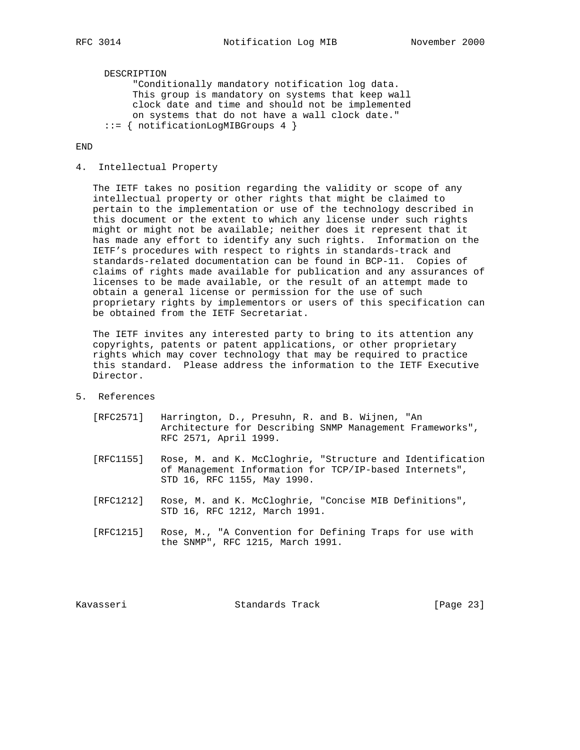```
     DESCRIPTION
          "Conditionally mandatory notification log data.
          This group is mandatory on systems that keep wall
          clock date and time and should not be implemented
          on systems that do not have a wall clock date."
     ::= { notificationLogMIBGroups 4 }

END
```

## 4. Intellectual Property

The IETF takes no position regarding the validity or scope of any intellectual property or other rights that might be claimed to pertain to the implementation or use of the technology described in this document or the extent to which any license under such rights might or might not be available; neither does it represent that it has made any effort to identify any such rights. Information on the IETF's procedures with respect to rights in standards-track and standards-related documentation can be found in BCP-11. Copies of claims of rights made available for publication and any assurances of licenses to be made available, or the result of an attempt made to obtain a general license or permission for the use of such proprietary rights by implementors or users of this specification can be obtained from the IETF Secretariat.

The IETF invites any interested party to bring to its attention any copyrights, patents or patent applications, or other proprietary rights which may cover technology that may be required to practice this standard. Please address the information to the IETF Executive Director.

## 5. References

[RFC2571] Harrington, D., Presuhn, R. and B. Wijnen, "An Architecture for Describing SNMP Management Frameworks", RFC 2571, April 1999.

[RFC1155] Rose, M. and K. McCloghrie, "Structure and Identification of Management Information for TCP/IP-based Internets", STD 16, RFC 1155, May 1990.

[RFC1212] Rose, M. and K. McCloghrie, "Concise MIB Definitions", STD 16, RFC 1212, March 1991.

[RFC1215] Rose, M., "A Convention for Defining Traps for use with the SNMP", RFC 1215, March 1991.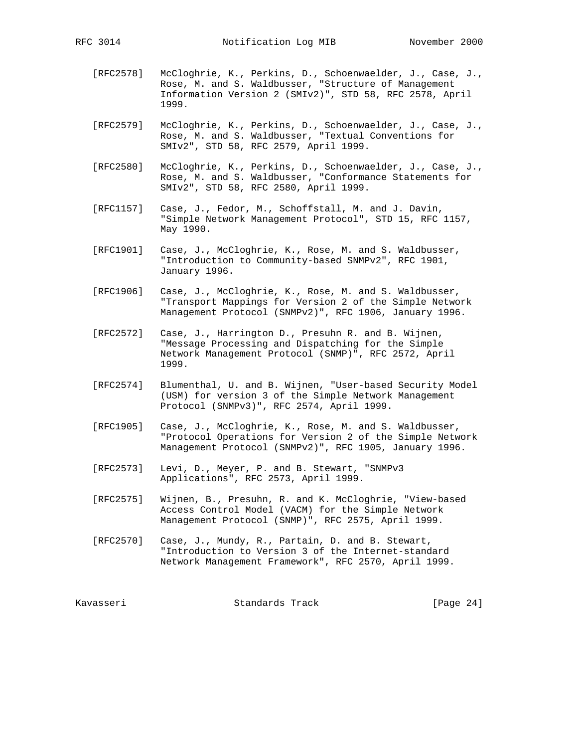[RFC2578] McCloghrie, K., Perkins, D., Schoenwaelder, J., Case, J., Rose, M. and S. Waldbusser, "Structure of Management Information Version 2 (SMIv2)", STD 58, RFC 2578, April 1999.

[RFC2579] McCloghrie, K., Perkins, D., Schoenwaelder, J., Case, J., Rose, M. and S. Waldbusser, "Textual Conventions for SMIv2", STD 58, RFC 2579, April 1999.

[RFC2580] McCloghrie, K., Perkins, D., Schoenwaelder, J., Case, J., Rose, M. and S. Waldbusser, "Conformance Statements for SMIv2", STD 58, RFC 2580, April 1999.

[RFC1157] Case, J., Fedor, M., Schoffstall, M. and J. Davin, "Simple Network Management Protocol", STD 15, RFC 1157, May 1990.

[RFC1901] Case, J., McCloghrie, K., Rose, M. and S. Waldbusser, "Introduction to Community-based SNMPv2", RFC 1901, January 1996.

[RFC1906] Case, J., McCloghrie, K., Rose, M. and S. Waldbusser, "Transport Mappings for Version 2 of the Simple Network Management Protocol (SNMPv2)", RFC 1906, January 1996.

[RFC2572] Case, J., Harrington D., Presuhn R. and B. Wijnen, "Message Processing and Dispatching for the Simple Network Management Protocol (SNMP)", RFC 2572, April 1999.

[RFC2574] Blumenthal, U. and B. Wijnen, "User-based Security Model (USM) for version 3 of the Simple Network Management Protocol (SNMPv3)", RFC 2574, April 1999.

[RFC1905] Case, J., McCloghrie, K., Rose, M. and S. Waldbusser, "Protocol Operations for Version 2 of the Simple Network Management Protocol (SNMPv2)", RFC 1905, January 1996.

[RFC2573] Levi, D., Meyer, P. and B. Stewart, "SNMPv3 Applications", RFC 2573, April 1999.

[RFC2575] Wijnen, B., Presuhn, R. and K. McCloghrie, "View-based Access Control Model (VACM) for the Simple Network Management Protocol (SNMP)", RFC 2575, April 1999.

[RFC2570] Case, J., Mundy, R., Partain, D. and B. Stewart, "Introduction to Version 3 of the Internet-standard Network Management Framework", RFC 2570, April 1999.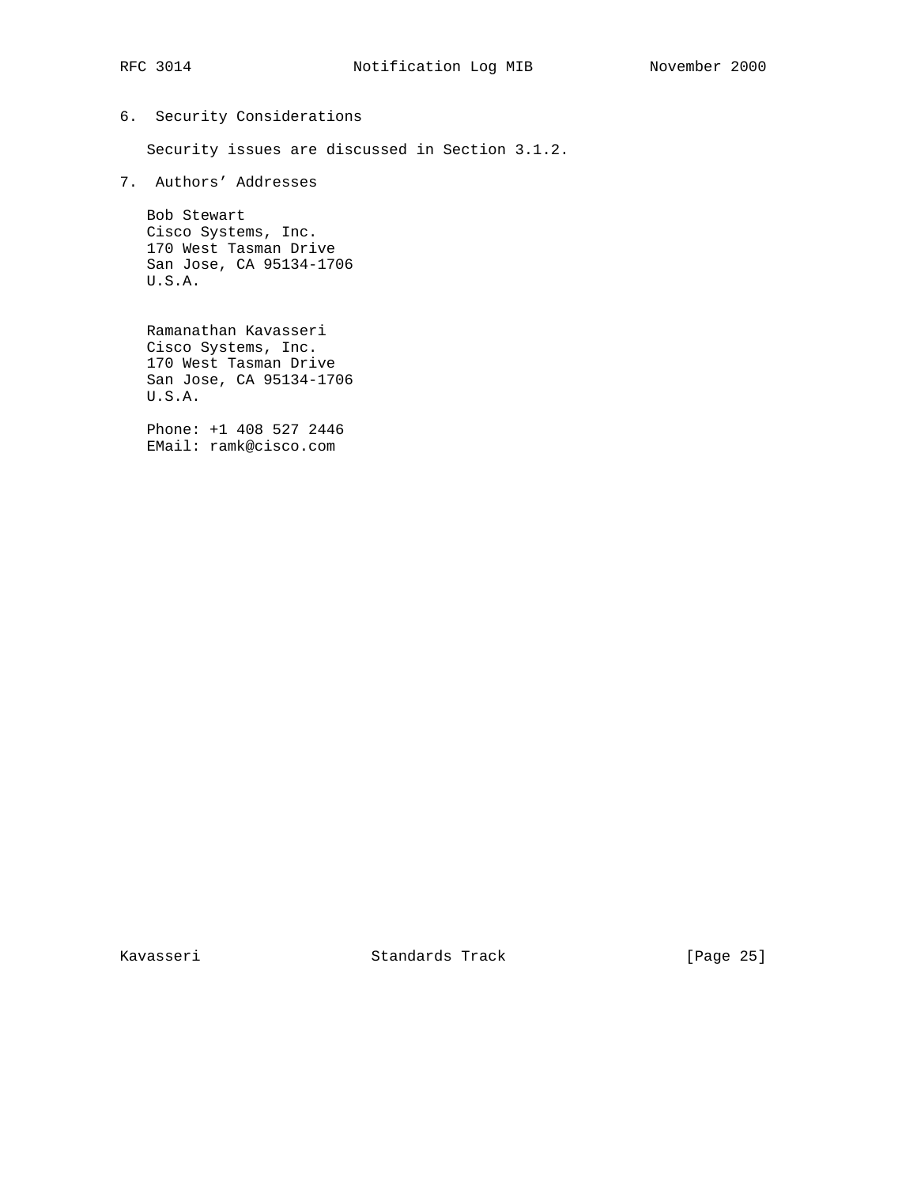## 6. Security Considerations

Security issues are discussed in Section 3.1.2.

## 7. Authors' Addresses

Bob Stewart
Cisco Systems, Inc.
170 West Tasman Drive
San Jose, CA 95134-1706
U.S.A.

Ramanathan Kavasseri
Cisco Systems, Inc.
170 West Tasman Drive
San Jose, CA 95134-1706
U.S.A.

Phone: +1 408 527 2446
EMail: ramk@cisco.com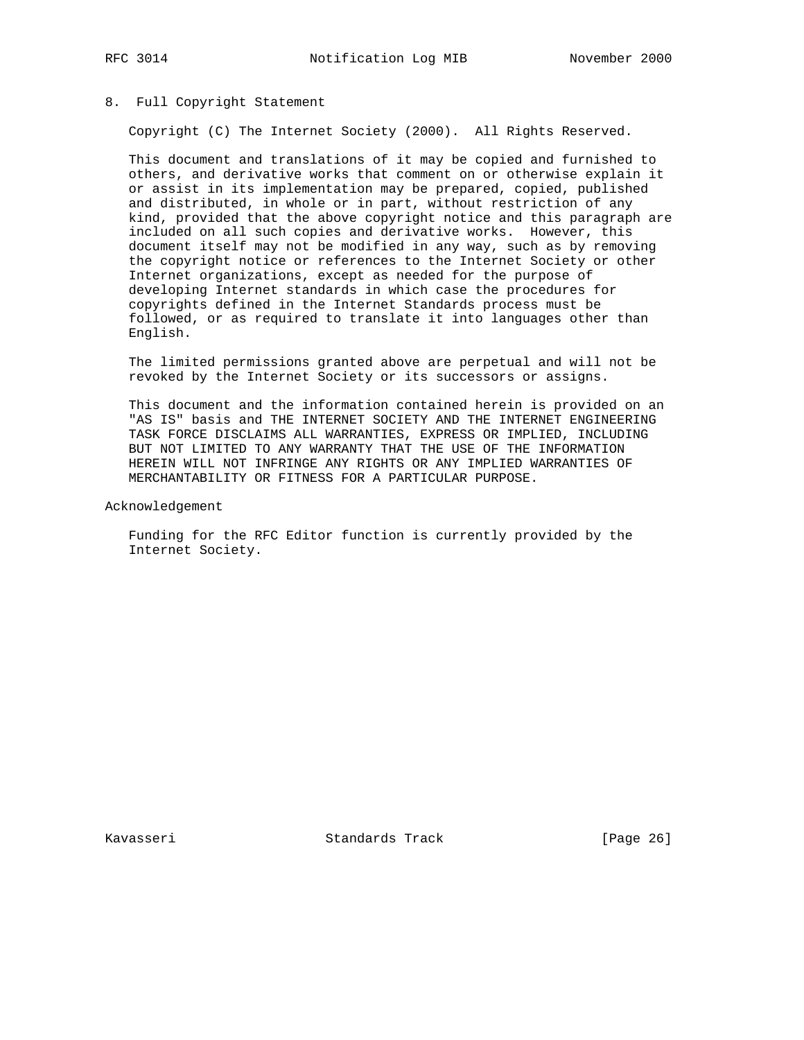## 8. Full Copyright Statement

Copyright (C) The Internet Society (2000). All Rights Reserved.

This document and translations of it may be copied and furnished to others, and derivative works that comment on or otherwise explain it or assist in its implementation may be prepared, copied, published and distributed, in whole or in part, without restriction of any kind, provided that the above copyright notice and this paragraph are included on all such copies and derivative works. However, this document itself may not be modified in any way, such as by removing the copyright notice or references to the Internet Society or other Internet organizations, except as needed for the purpose of developing Internet standards in which case the procedures for copyrights defined in the Internet Standards process must be followed, or as required to translate it into languages other than English.

The limited permissions granted above are perpetual and will not be revoked by the Internet Society or its successors or assigns.

This document and the information contained herein is provided on an "AS IS" basis and THE INTERNET SOCIETY AND THE INTERNET ENGINEERING TASK FORCE DISCLAIMS ALL WARRANTIES, EXPRESS OR IMPLIED, INCLUDING BUT NOT LIMITED TO ANY WARRANTY THAT THE USE OF THE INFORMATION HEREIN WILL NOT INFRINGE ANY RIGHTS OR ANY IMPLIED WARRANTIES OF MERCHANTABILITY OR FITNESS FOR A PARTICULAR PURPOSE.

## Acknowledgement

Funding for the RFC Editor function is currently provided by the Internet Society.